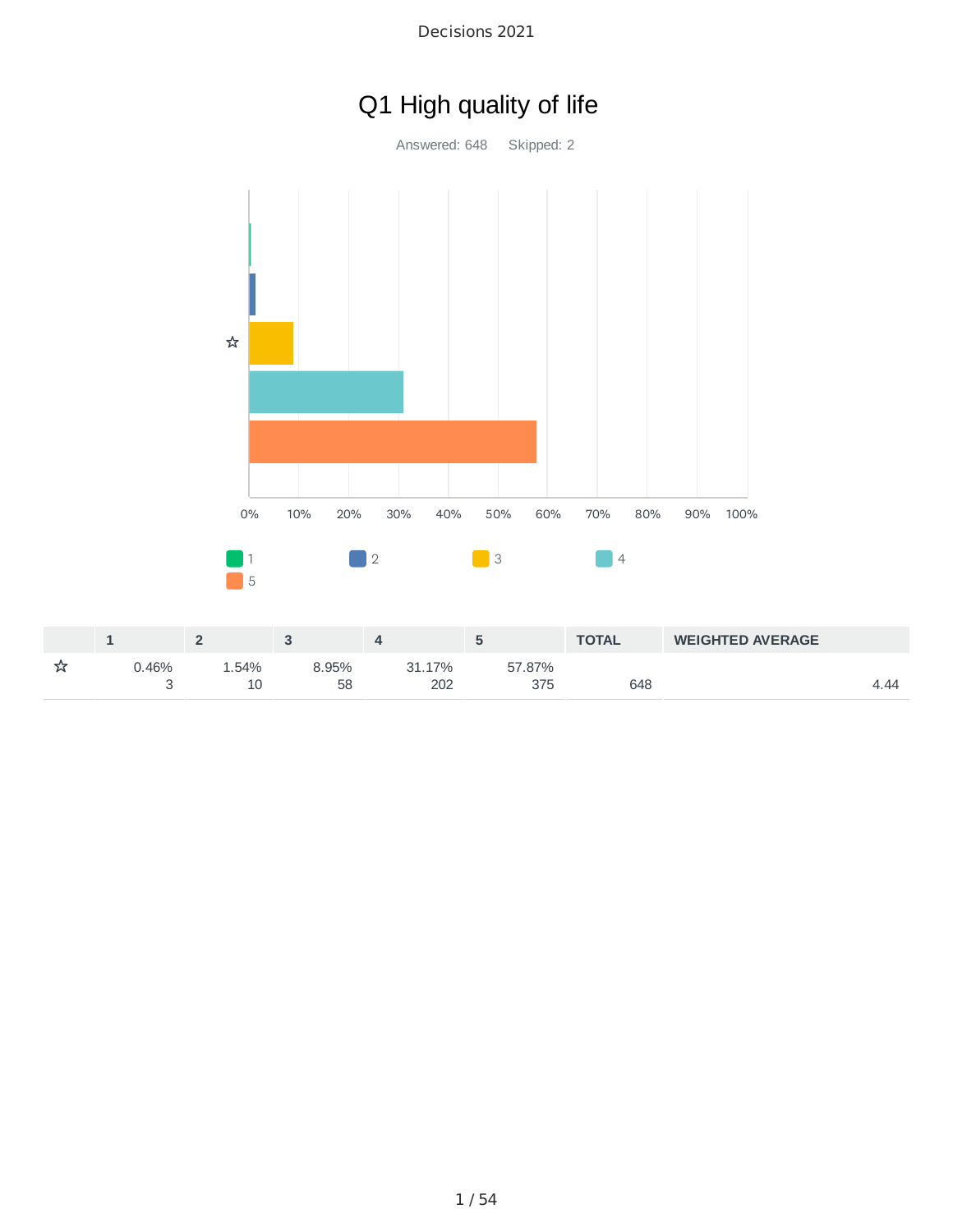# Q1 High quality of life

Answered: 648    Skipped: 2

|  | 1 | 2 | 3 | 4 | 5 | TOTAL | WEIGHTED AVERAGE |
|---|---|---|---|---|---|---|---|
| ☆ | 0.46%<br>3 | 1.54%<br>10 | 8.95%<br>58 | 31.17%<br>202 | 57.87%<br>375 | 648 | 4.44 |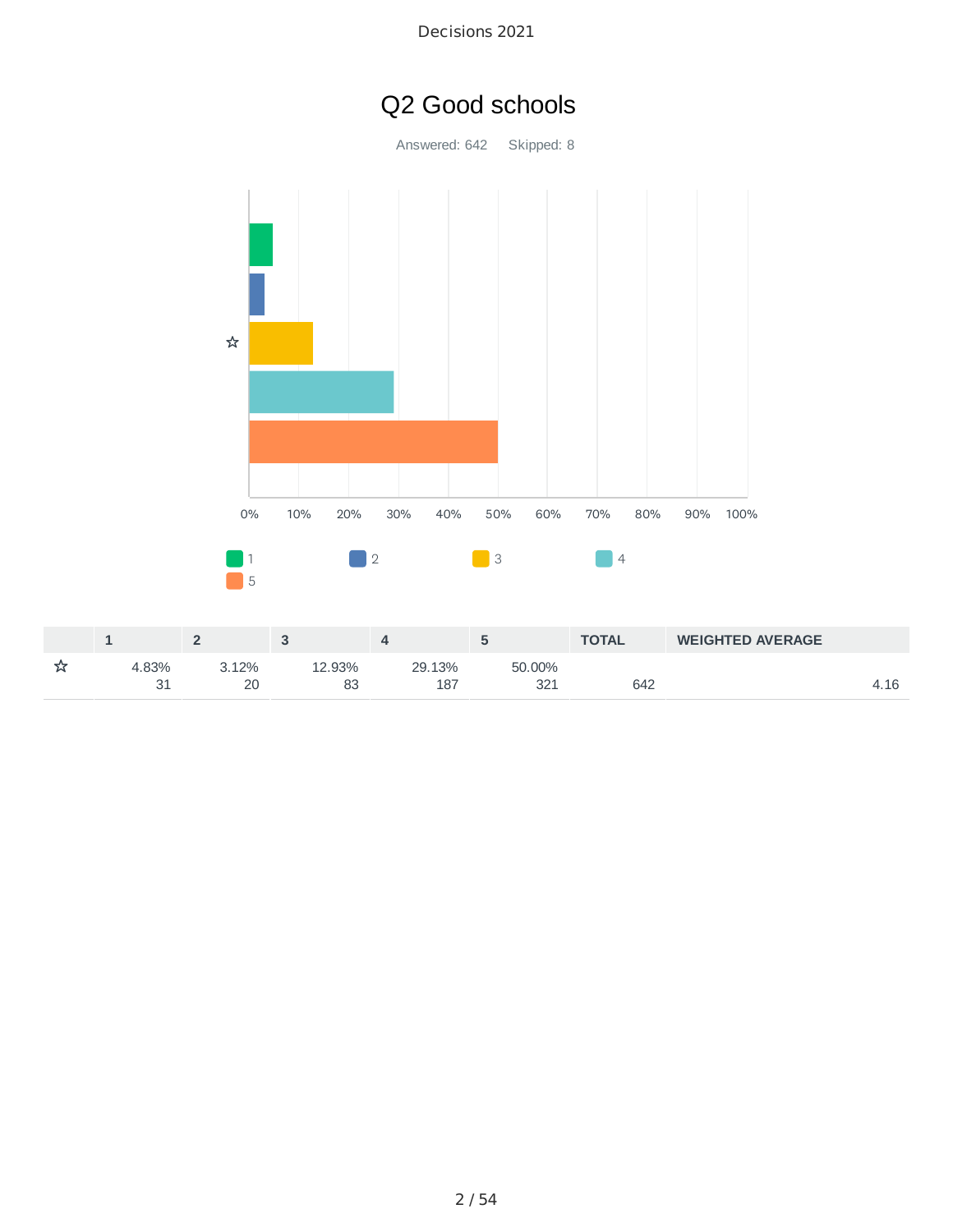# Q2 Good schools

Answered: 642 Skipped: 8

|  | 1 | 2 | 3 | 4 | 5 | TOTAL | WEIGHTED AVERAGE |
|---|---|---|---|---|---|---|---|
| ☆ | 4.83%<br>31 | 3.12%<br>20 | 12.93%<br>83 | 29.13%<br>187 | 50.00%<br>321 | 642 | 4.16 |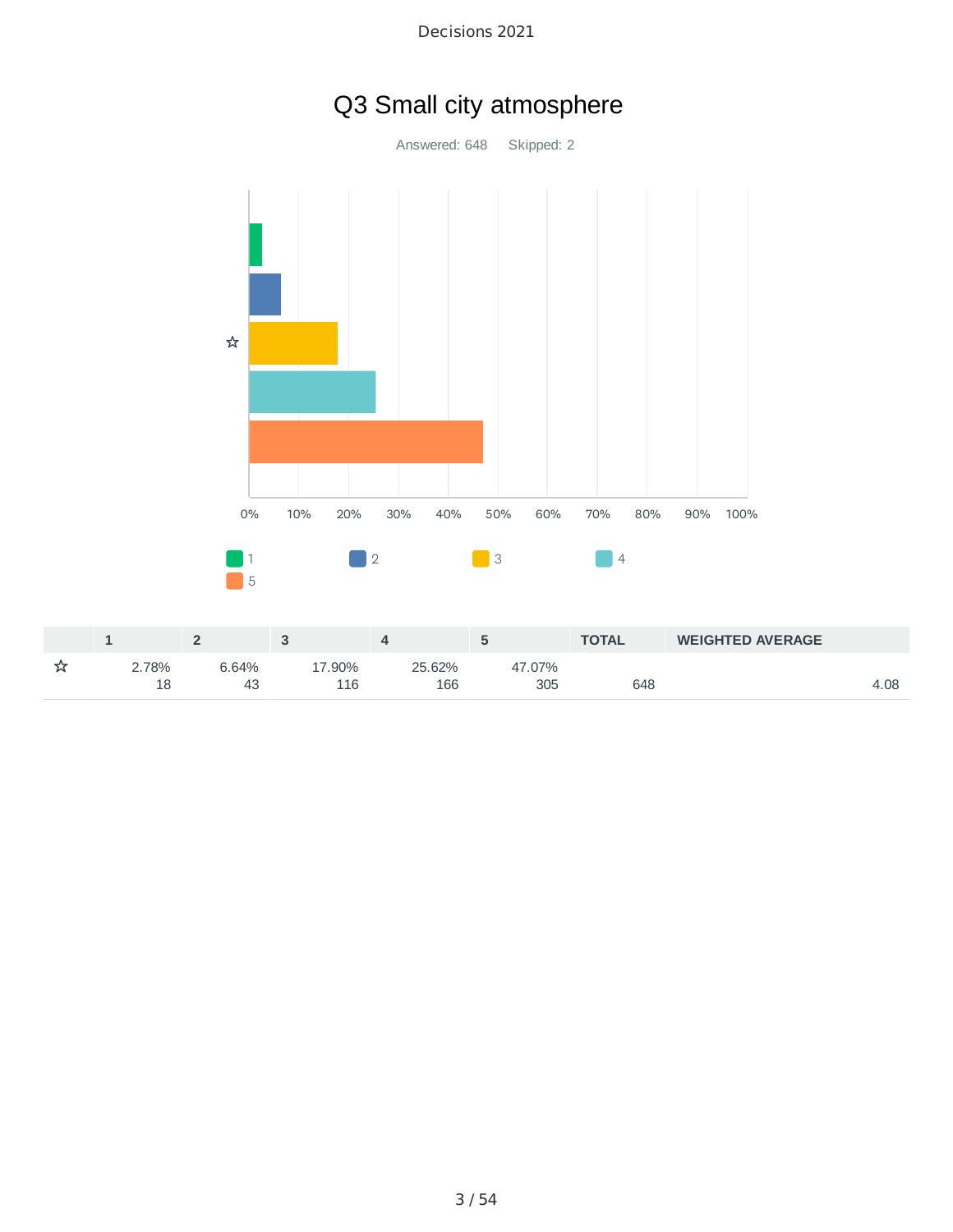# Q3 Small city atmosphere

Answered: 648 Skipped: 2

| | 1 | 2 | 3 | 4 | 5 | TOTAL | WEIGHTED AVERAGE |
|---|---|---|---|---|---|---|---|
| ☆ | 2.78%<br>18 | 6.64%<br>43 | 17.90%<br>116 | 25.62%<br>166 | 47.07%<br>305 | 648 | 4.08 |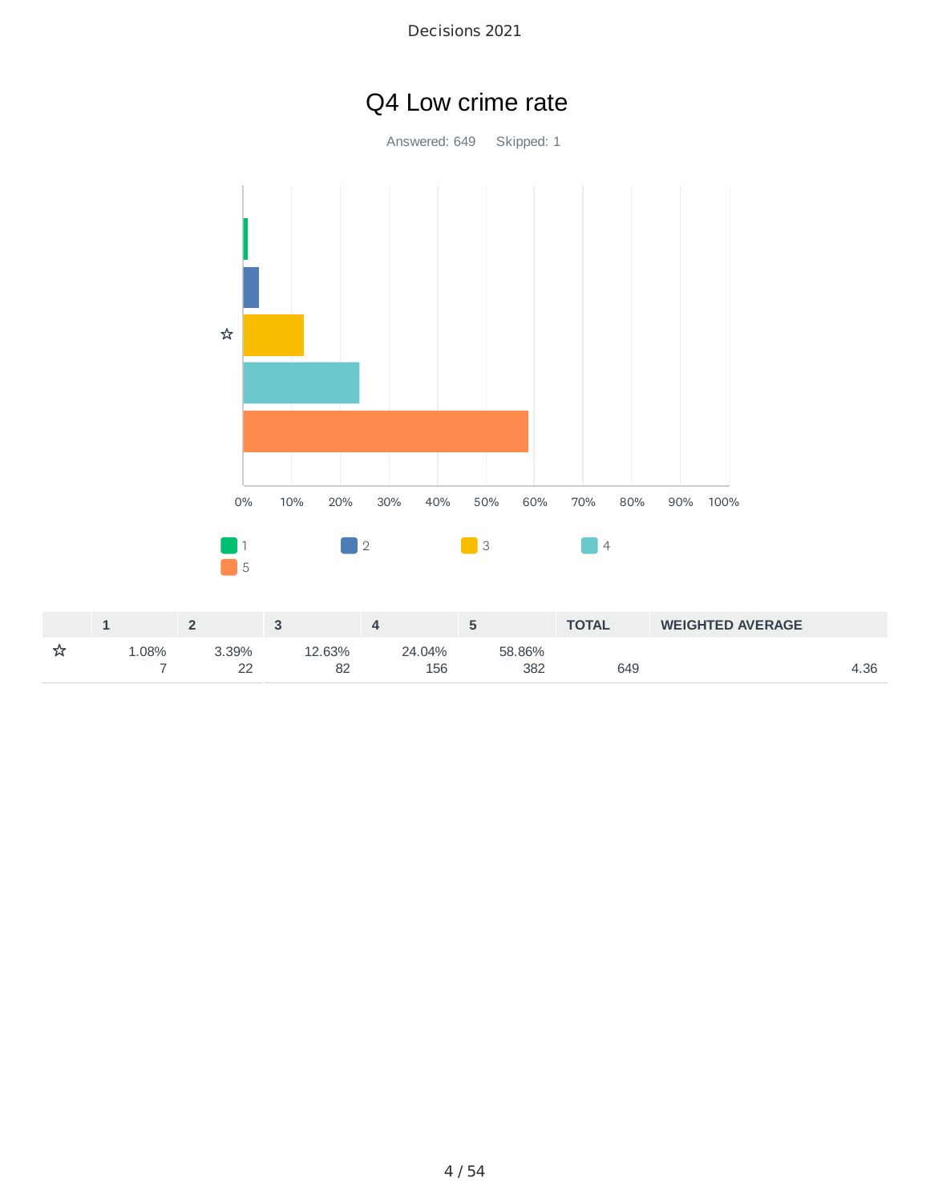# Q4 Low crime rate

Answered: 649 Skipped: 1

|  | 1 | 2 | 3 | 4 | 5 | TOTAL | WEIGHTED AVERAGE |
|---|---|---|---|---|---|---|---|
| ☆ | 1.08%<br>7 | 3.39%<br>22 | 12.63%<br>82 | 24.04%<br>156 | 58.86%<br>382 | 649 | 4.36 |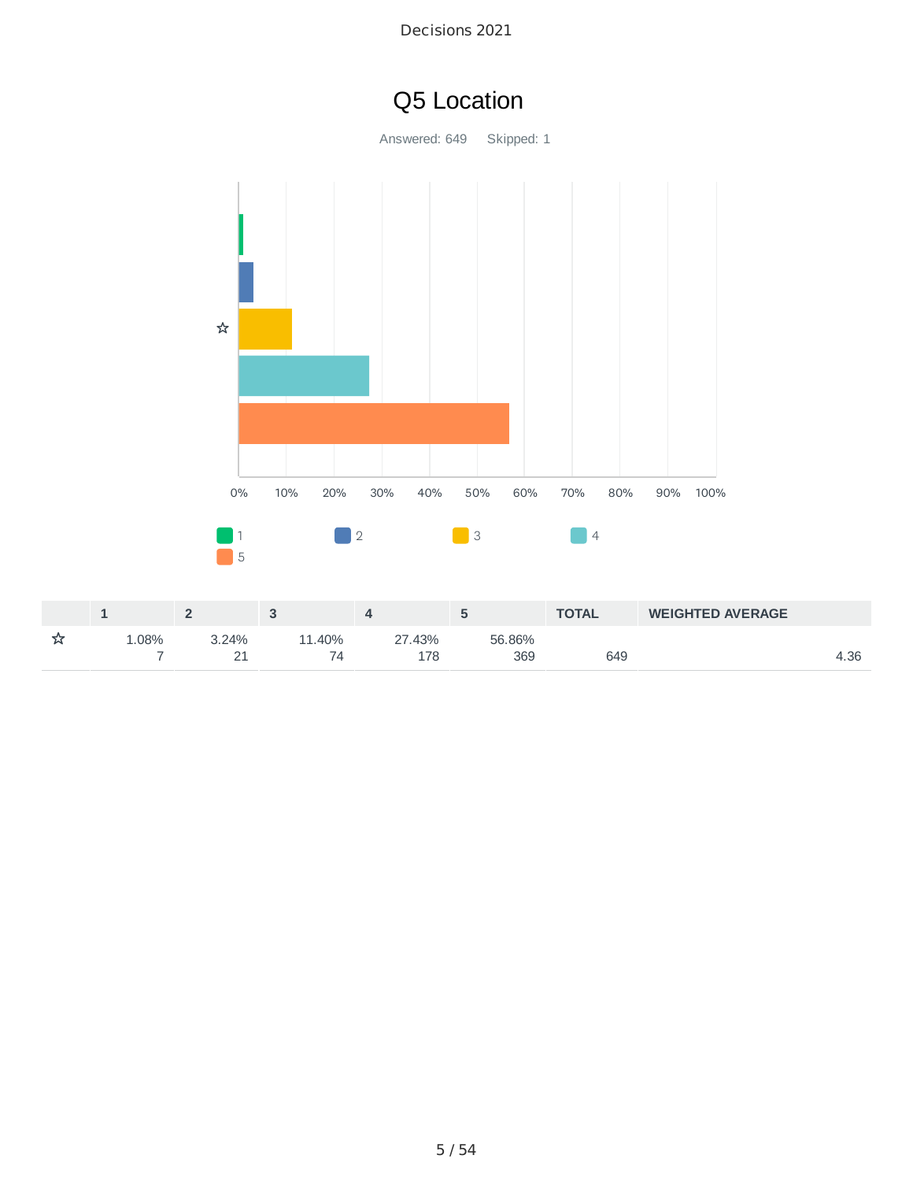# Q5 Location

Answered: 649    Skipped: 1

|   | 1 | 2 | 3 | 4 | 5 | TOTAL | WEIGHTED AVERAGE |
|---|---|---|---|---|---|---|---|
| ☆ | 1.08% 7 | 3.24% 21 | 11.40% 74 | 27.43% 178 | 56.86% 369 | 649 | 4.36 |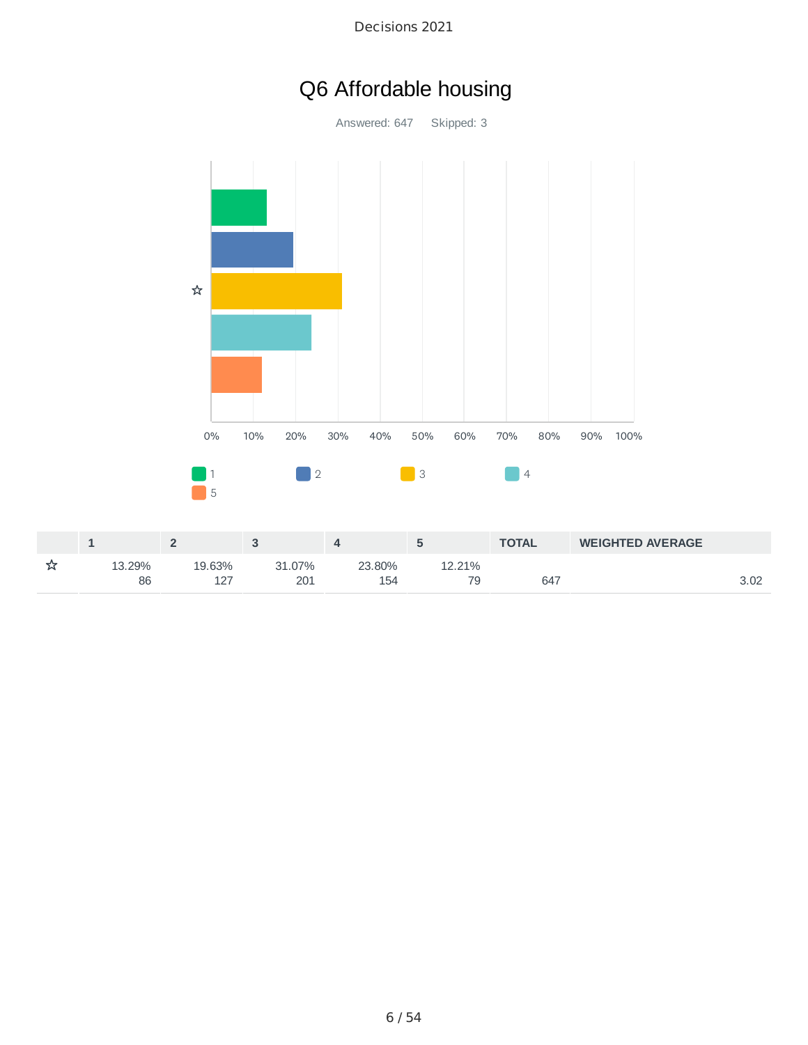# Q6 Affordable housing

Answered: 647 Skipped: 3

| | 1 | 2 | 3 | 4 | 5 | TOTAL | WEIGHTED AVERAGE |
|---|---|---|---|---|---|---|---|
| ☆ | 13.29%<br>86 | 19.63%<br>127 | 31.07%<br>201 | 23.80%<br>154 | 12.21%<br>79 | 647 | 3.02 |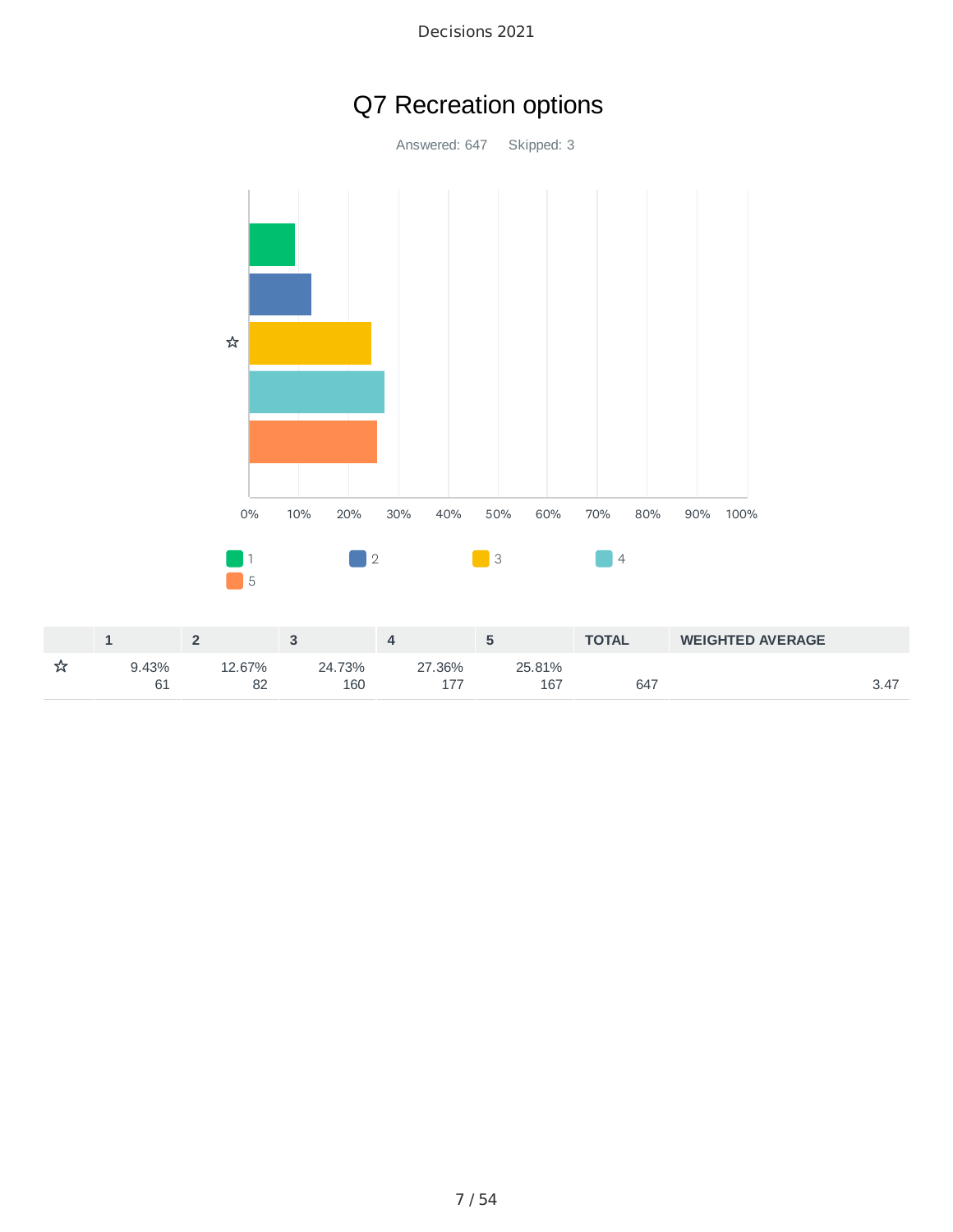# Q7 Recreation options

Answered: 647    Skipped: 3

| | 1 | 2 | 3 | 4 | 5 | TOTAL | WEIGHTED AVERAGE |
|---|---|---|---|---|---|---|---|
| ☆ | 9.43%<br>61 | 12.67%<br>82 | 24.73%<br>160 | 27.36%<br>177 | 25.81%<br>167 | 647 | 3.47 |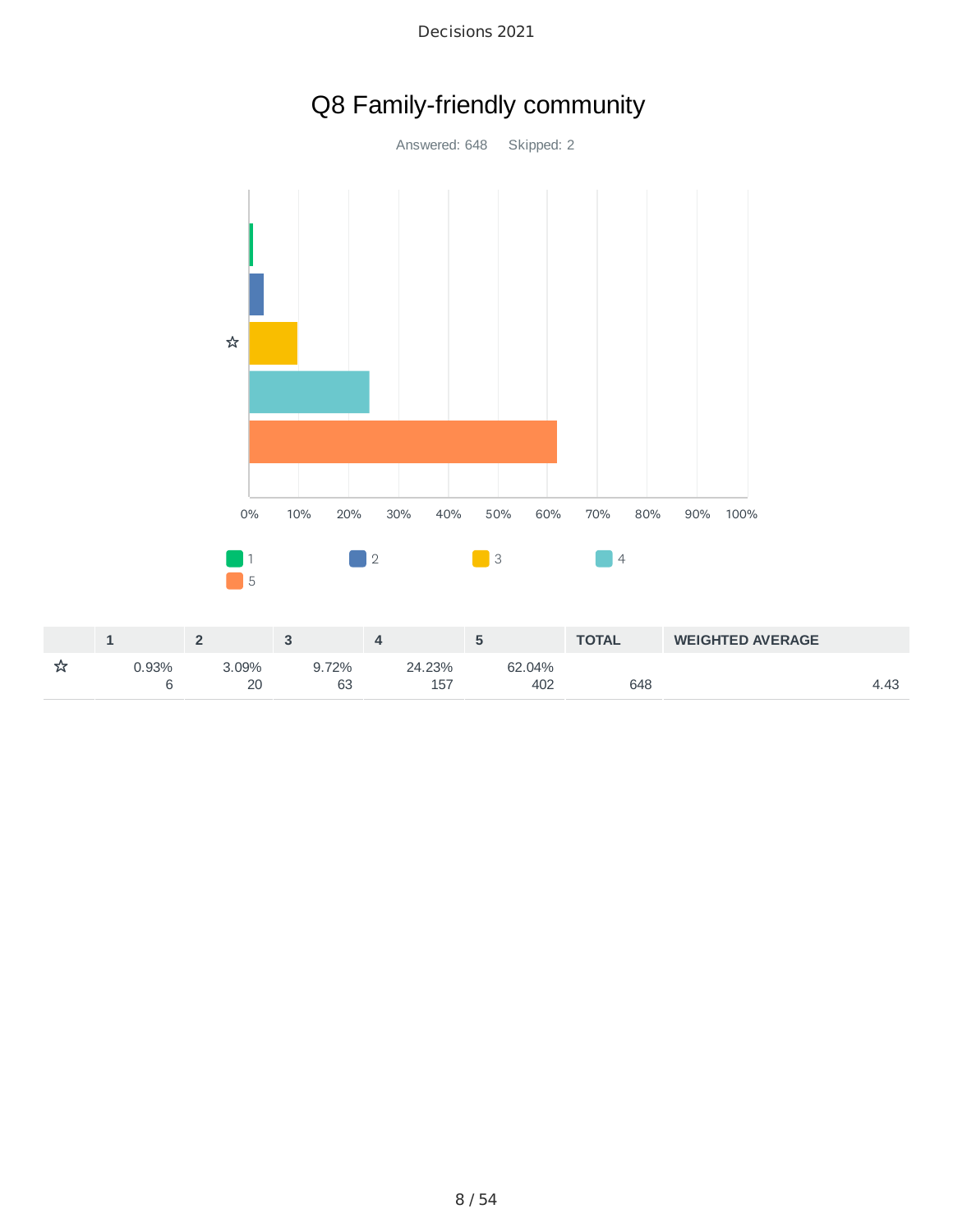# Q8 Family-friendly community

Answered: 648 Skipped: 2

|  | 1 | 2 | 3 | 4 | 5 | TOTAL | WEIGHTED AVERAGE |
|---|---|---|---|---|---|---|---|
| ☆ | 0.93%<br>6 | 3.09%<br>20 | 9.72%<br>63 | 24.23%<br>157 | 62.04%<br>402 | 648 | 4.43 |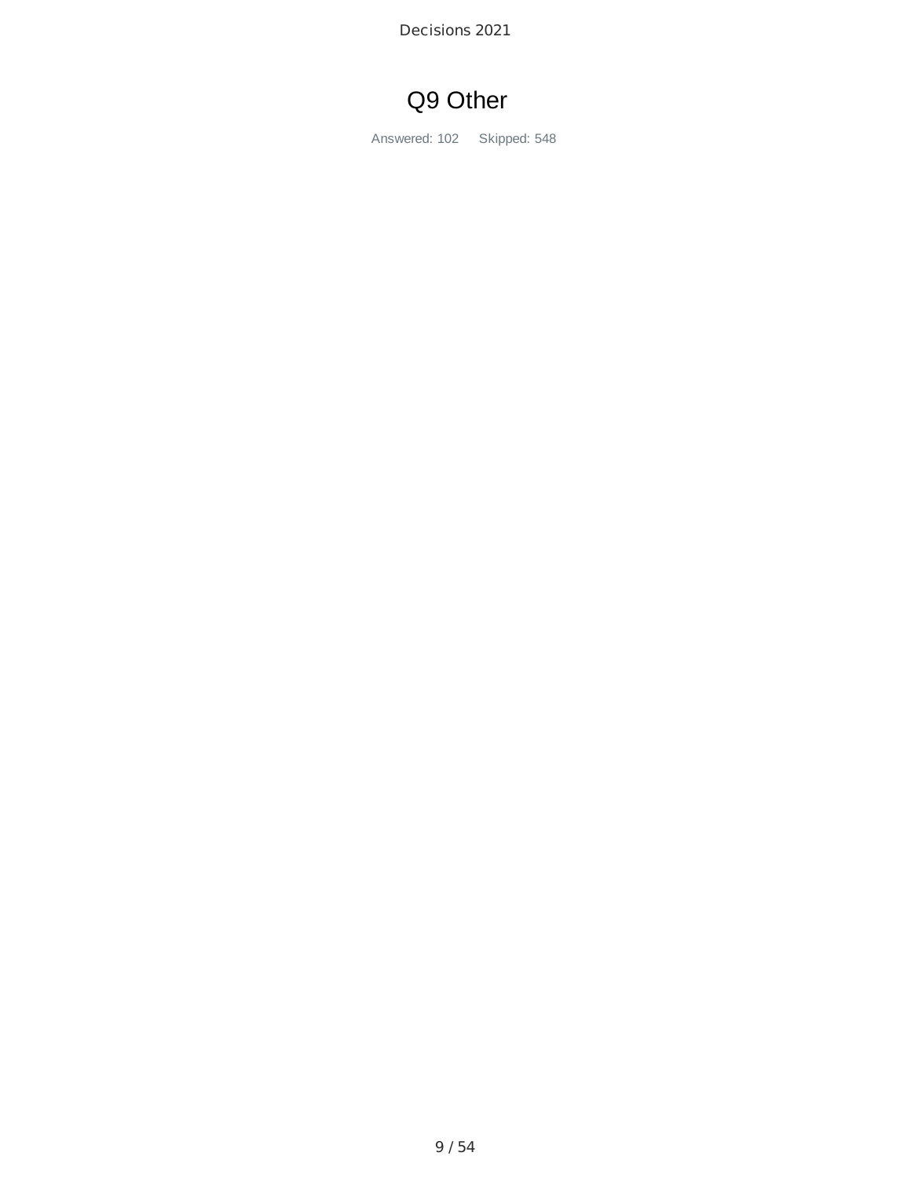# Q9 Other

Answered: 102 Skipped: 548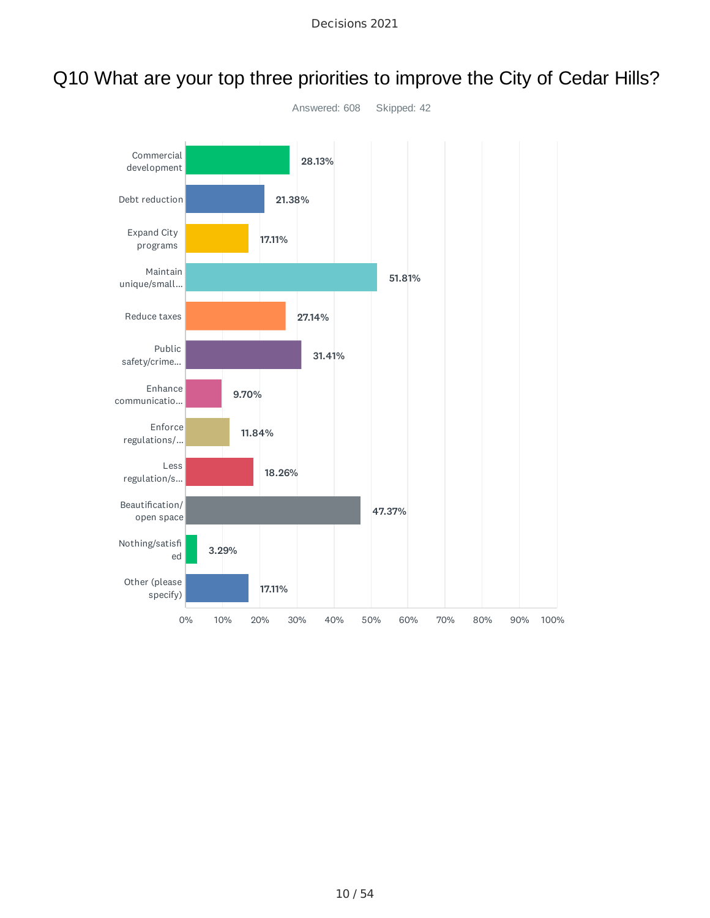# Q10 What are your top three priorities to improve the City of Cedar Hills?

Answered: 608 Skipped: 42

| Priority | Percentage |
| --- | --- |
| Commercial development | 28.13% |
| Debt reduction | 21.38% |
| Expand City programs | 17.11% |
| Maintain unique/small... | 51.81% |
| Reduce taxes | 27.14% |
| Public safety/crime... | 31.41% |
| Enhance communicatio... | 9.70% |
| Enforce regulations/... | 11.84% |
| Less regulation/s... | 18.26% |
| Beautification/ open space | 47.37% |
| Nothing/satisfied | 3.29% |
| Other (please specify) | 17.11% |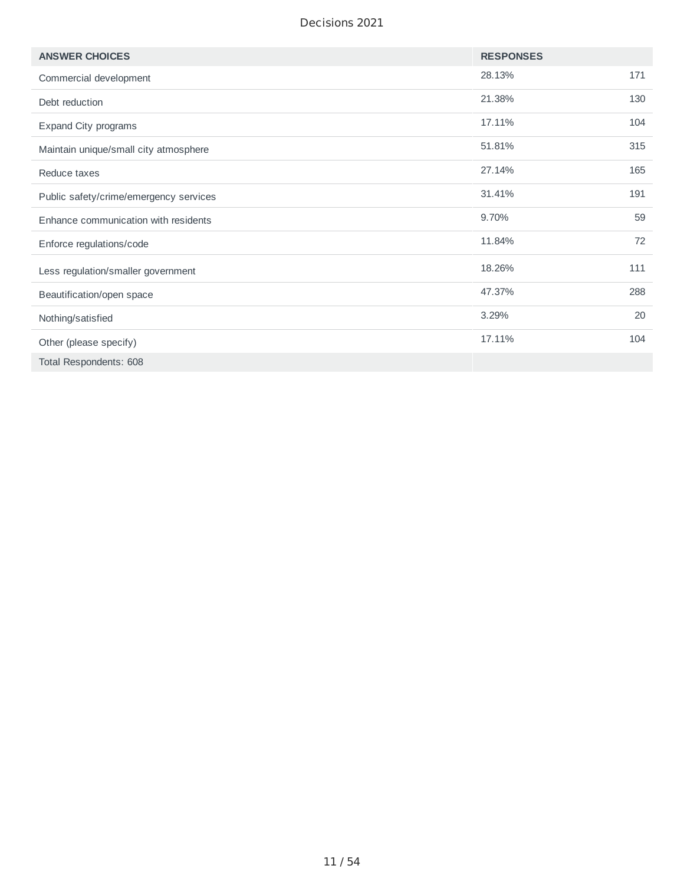| ANSWER CHOICES | RESPONSES | |
|---|---|---|
| Commercial development | 28.13% | 171 |
| Debt reduction | 21.38% | 130 |
| Expand City programs | 17.11% | 104 |
| Maintain unique/small city atmosphere | 51.81% | 315 |
| Reduce taxes | 27.14% | 165 |
| Public safety/crime/emergency services | 31.41% | 191 |
| Enhance communication with residents | 9.70% | 59 |
| Enforce regulations/code | 11.84% | 72 |
| Less regulation/smaller government | 18.26% | 111 |
| Beautification/open space | 47.37% | 288 |
| Nothing/satisfied | 3.29% | 20 |
| Other (please specify) | 17.11% | 104 |
| Total Respondents: 608 | | |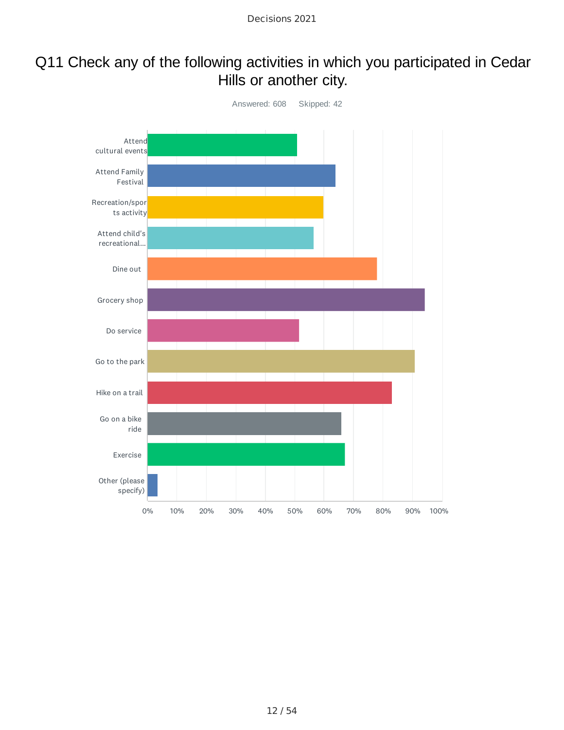# Q11 Check any of the following activities in which you participated in Cedar Hills or another city.

Answered: 608 Skipped: 42

Attend cultural events

Attend Family Festival

Recreation/sports activity

Attend child's recreational...

Dine out

Grocery shop

Do service

Go to the park

Hike on a trail

Go on a bike ride

Exercise

Other (please specify)

0% 10% 20% 30% 40% 50% 60% 70% 80% 90% 100%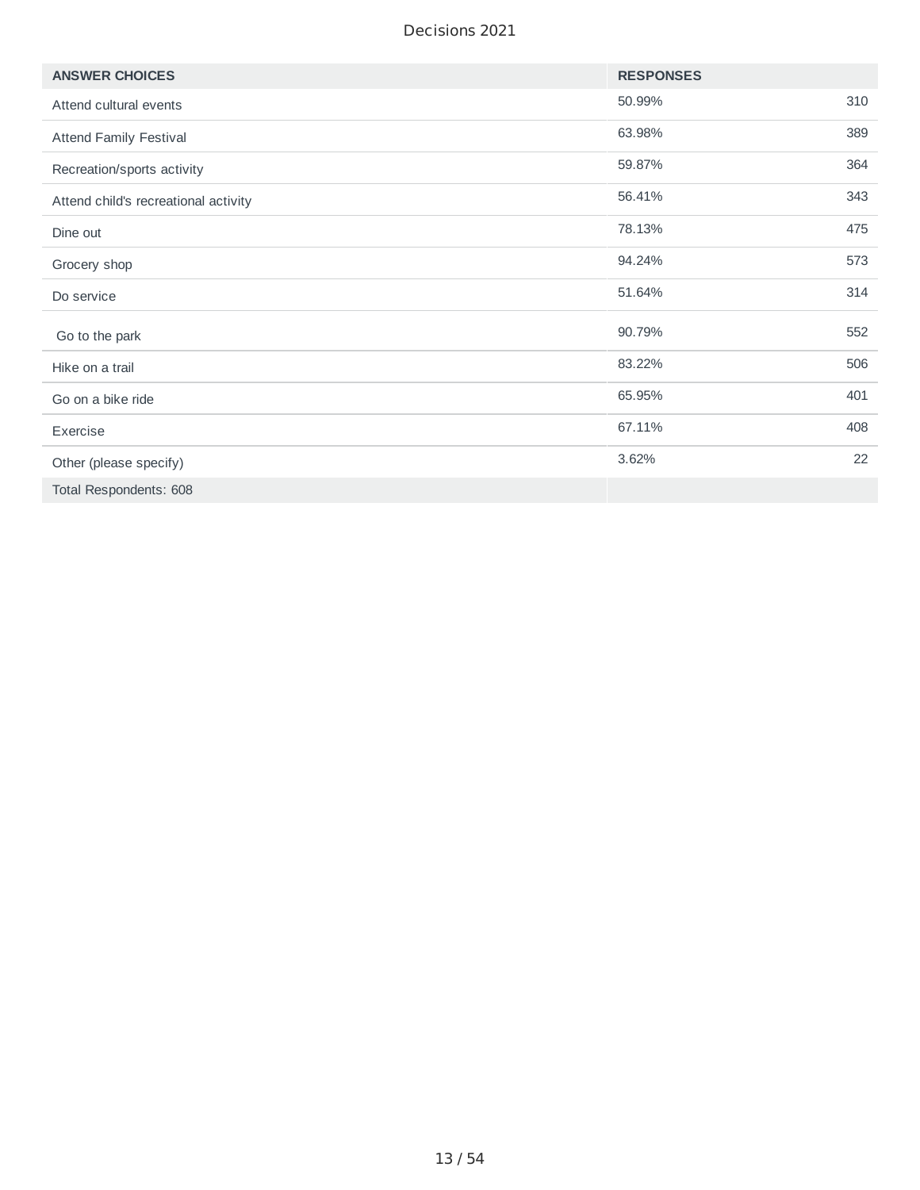| ANSWER CHOICES | RESPONSES | |
|---|---|---|
| Attend cultural events | 50.99% | 310 |
| Attend Family Festival | 63.98% | 389 |
| Recreation/sports activity | 59.87% | 364 |
| Attend child's recreational activity | 56.41% | 343 |
| Dine out | 78.13% | 475 |
| Grocery shop | 94.24% | 573 |
| Do service | 51.64% | 314 |
| Go to the park | 90.79% | 552 |
| Hike on a trail | 83.22% | 506 |
| Go on a bike ride | 65.95% | 401 |
| Exercise | 67.11% | 408 |
| Other (please specify) | 3.62% | 22 |
| Total Respondents: 608 | | |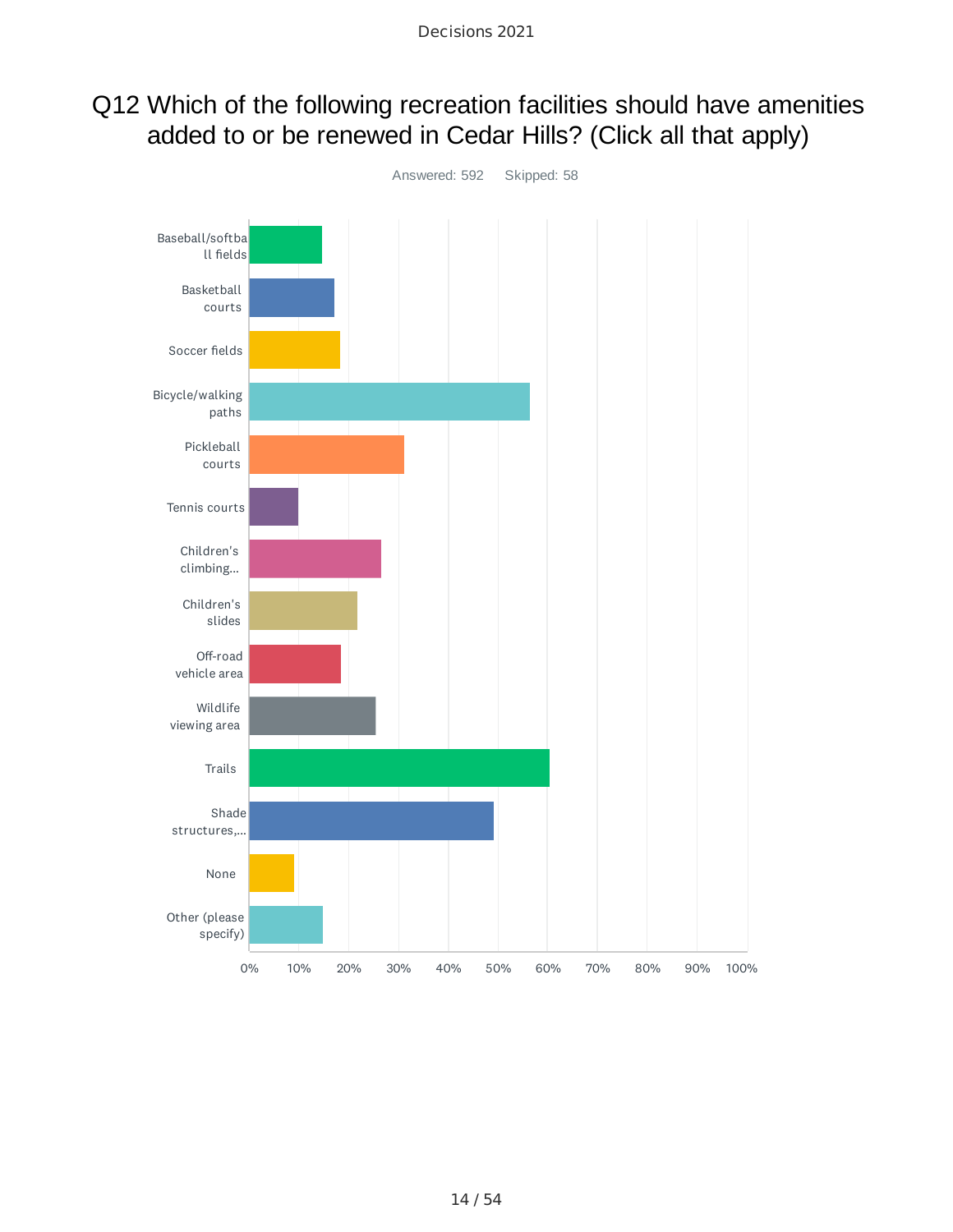# Q12 Which of the following recreation facilities should have amenities added to or be renewed in Cedar Hills? (Click all that apply)

Answered: 592 Skipped: 58

| Answer Choice |
|---|
| Baseball/softball fields |
| Basketball courts |
| Soccer fields |
| Bicycle/walking paths |
| Pickleball courts |
| Tennis courts |
| Children's climbing... |
| Children's slides |
| Off-road vehicle area |
| Wildlife viewing area |
| Trails |
| Shade structures,... |
| None |
| Other (please specify) |

0% 10% 20% 30% 40% 50% 60% 70% 80% 90% 100%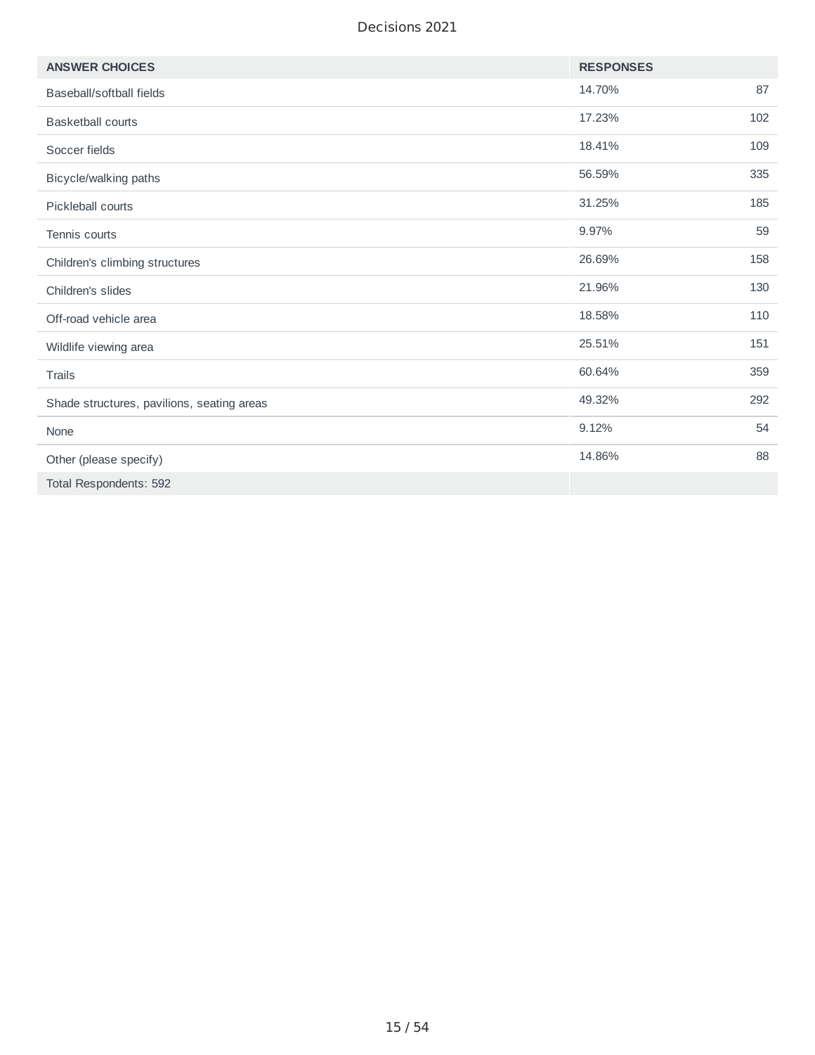| ANSWER CHOICES | RESPONSES | |
| --- | --- | --- |
| Baseball/softball fields | 14.70% | 87 |
| Basketball courts | 17.23% | 102 |
| Soccer fields | 18.41% | 109 |
| Bicycle/walking paths | 56.59% | 335 |
| Pickleball courts | 31.25% | 185 |
| Tennis courts | 9.97% | 59 |
| Children's climbing structures | 26.69% | 158 |
| Children's slides | 21.96% | 130 |
| Off-road vehicle area | 18.58% | 110 |
| Wildlife viewing area | 25.51% | 151 |
| Trails | 60.64% | 359 |
| Shade structures, pavilions, seating areas | 49.32% | 292 |
| None | 9.12% | 54 |
| Other (please specify) | 14.86% | 88 |
| Total Respondents: 592 | | |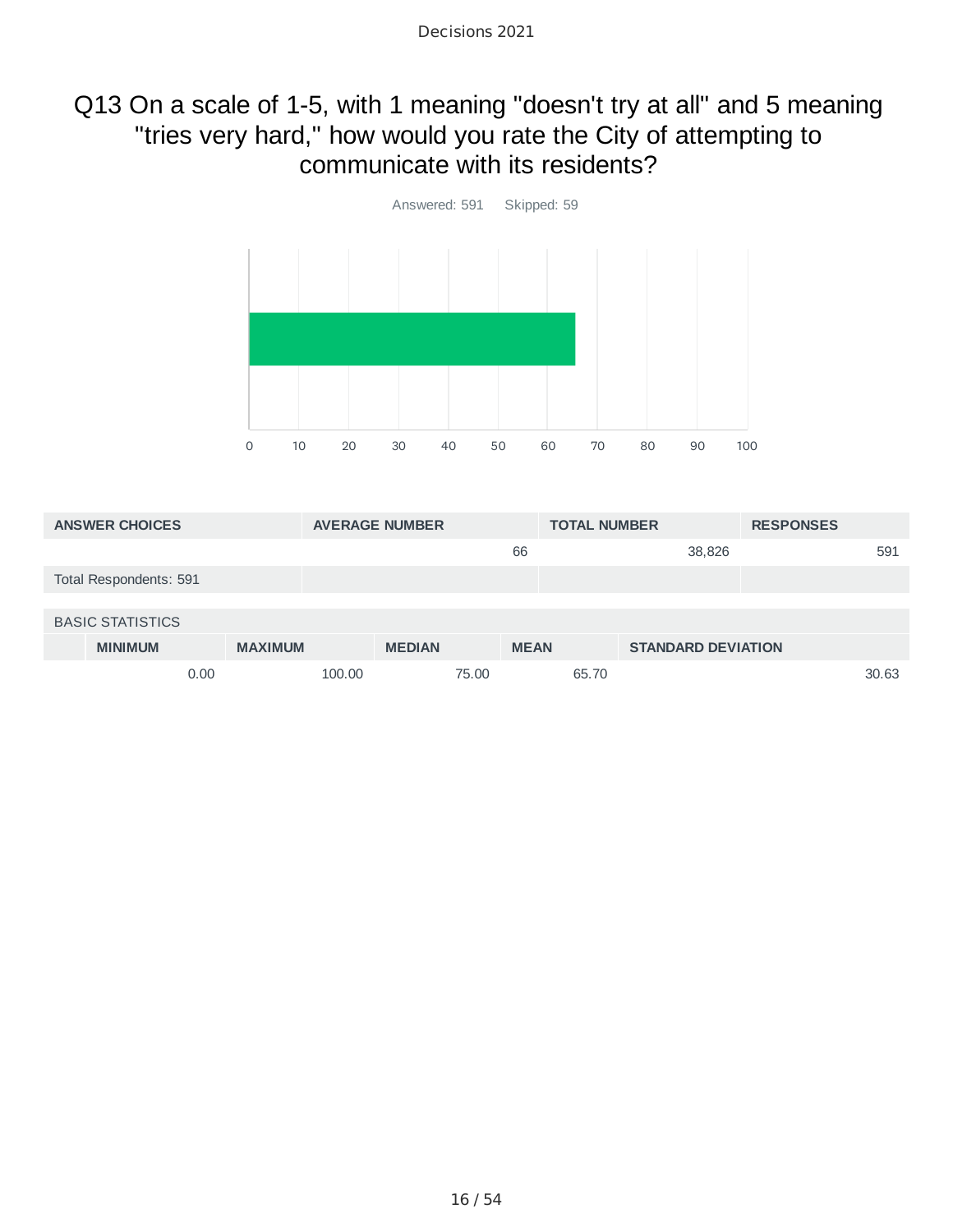# Q13 On a scale of 1-5, with 1 meaning "doesn't try at all" and 5 meaning "tries very hard," how would you rate the City of attempting to communicate with its residents?

Answered: 591 Skipped: 59

| ANSWER CHOICES | AVERAGE NUMBER | TOTAL NUMBER | RESPONSES |
|---|---|---|---|
| | 66 | 38,826 | 591 |
| Total Respondents: 591 | | | |

BASIC STATISTICS

| MINIMUM | MAXIMUM | MEDIAN | MEAN | STANDARD DEVIATION |
|---|---|---|---|---|
| 0.00 | 100.00 | 75.00 | 65.70 | 30.63 |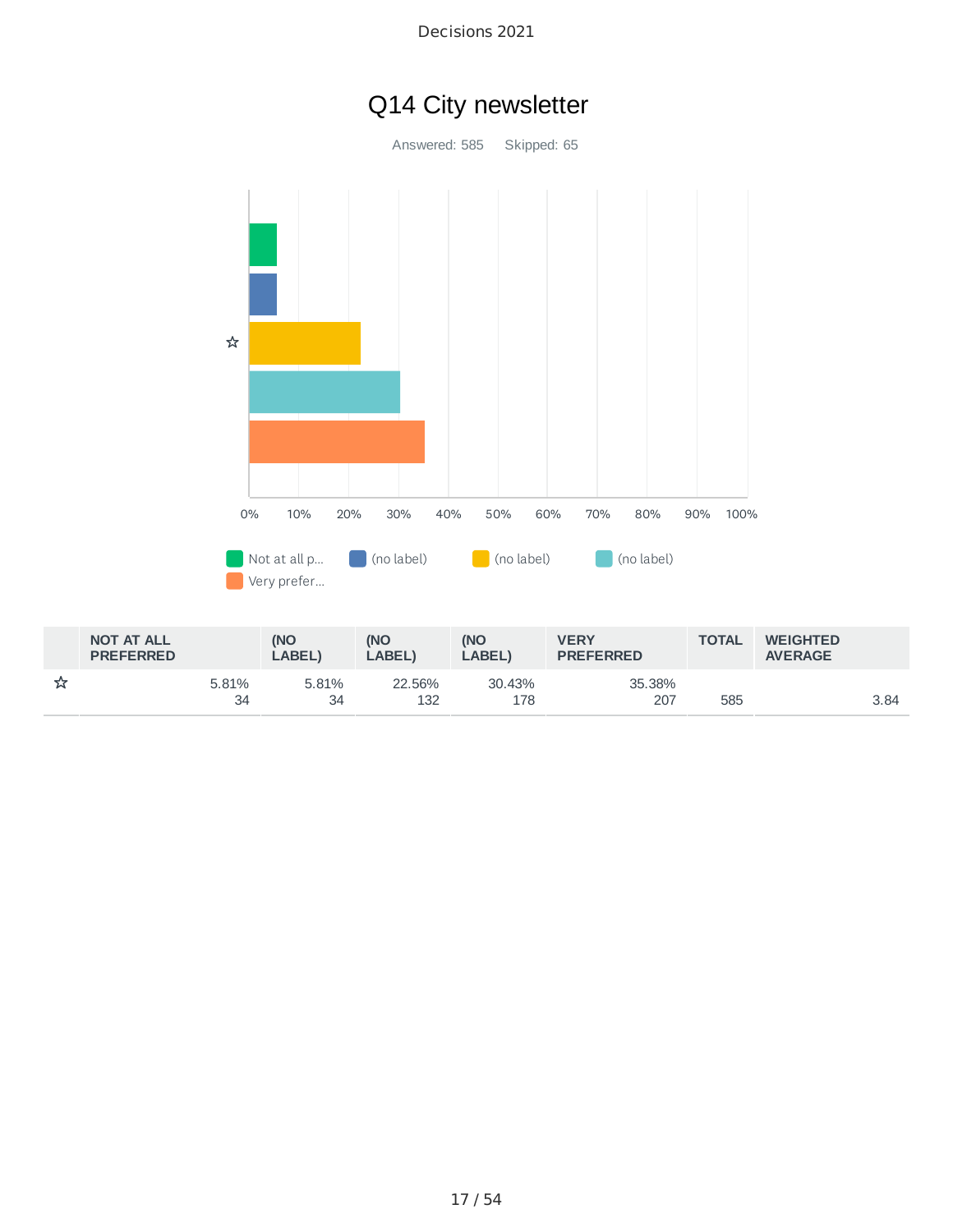# Q14 City newsletter

Answered: 585    Skipped: 65

| | NOT AT ALL PREFERRED | (NO LABEL) | (NO LABEL) | (NO LABEL) | VERY PREFERRED | TOTAL | WEIGHTED AVERAGE |
|---|---|---|---|---|---|---|---|
| ☆ | 5.81%<br>34 | 5.81%<br>34 | 22.56%<br>132 | 30.43%<br>178 | 35.38%<br>207 | 585 | 3.84 |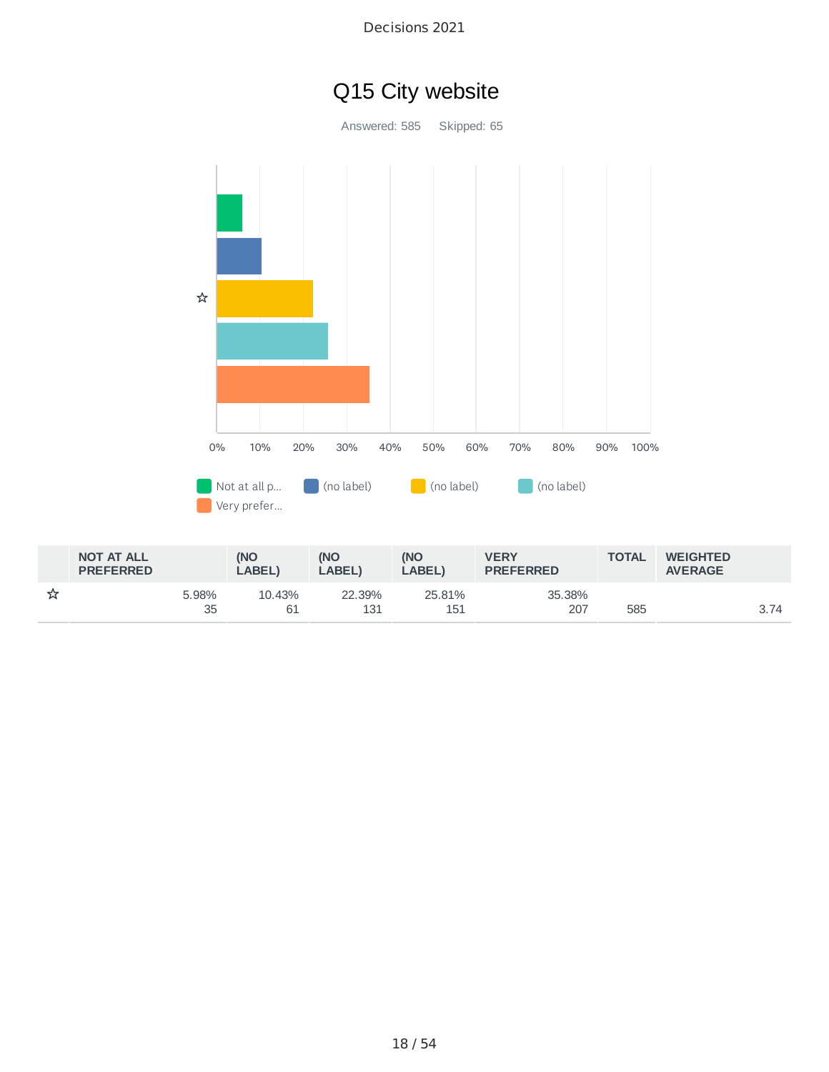# Q15 City website

Answered: 585    Skipped: 65

| | NOT AT ALL PREFERRED | (NO LABEL) | (NO LABEL) | (NO LABEL) | VERY PREFERRED | TOTAL | WEIGHTED AVERAGE |
|---|---|---|---|---|---|---|---|
| ☆ | 5.98%<br>35 | 10.43%<br>61 | 22.39%<br>131 | 25.81%<br>151 | 35.38%<br>207 | 585 | 3.74 |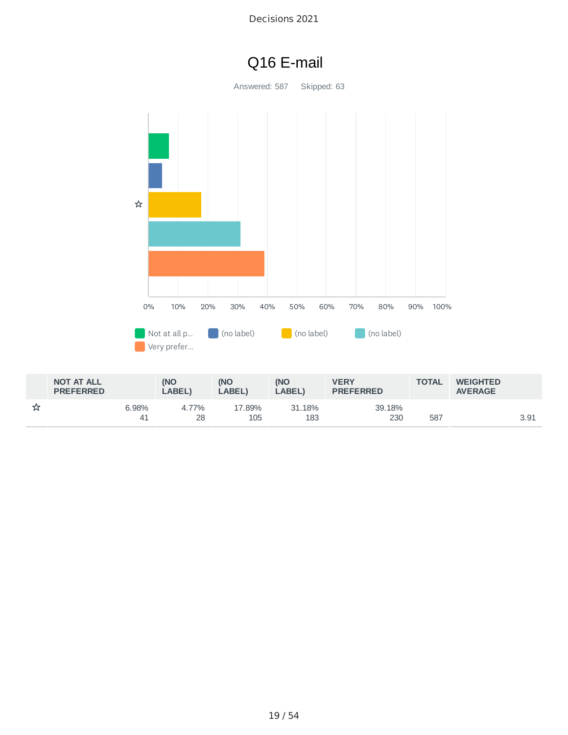# Q16 E-mail

Answered: 587 Skipped: 63

Not at all p... (no label) (no label) (no label) Very prefer...

| | NOT AT ALL PREFERRED | (NO LABEL) | (NO LABEL) | (NO LABEL) | VERY PREFERRED | TOTAL | WEIGHTED AVERAGE |
|---|---|---|---|---|---|---|---|
| ☆ | 6.98%<br>41 | 4.77%<br>28 | 17.89%<br>105 | 31.18%<br>183 | 39.18%<br>230 | 587 | 3.91 |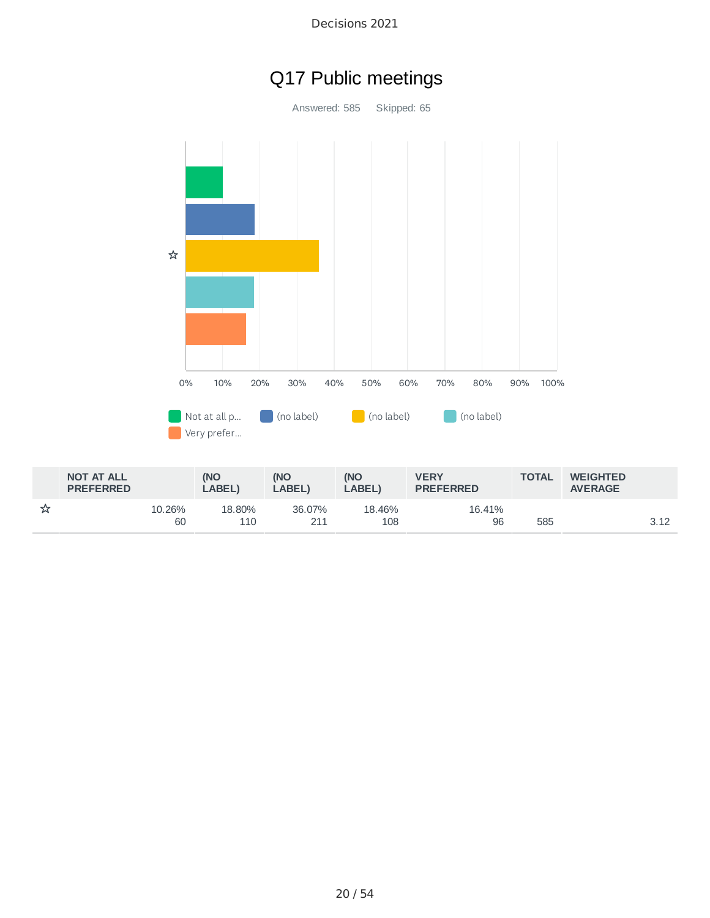# Q17 Public meetings

Answered: 585 Skipped: 65

| | NOT AT ALL PREFERRED | (NO LABEL) | (NO LABEL) | (NO LABEL) | VERY PREFERRED | TOTAL | WEIGHTED AVERAGE |
|---|---|---|---|---|---|---|---|
| ☆ | 10.26%<br>60 | 18.80%<br>110 | 36.07%<br>211 | 18.46%<br>108 | 16.41%<br>96 | 585 | 3.12 |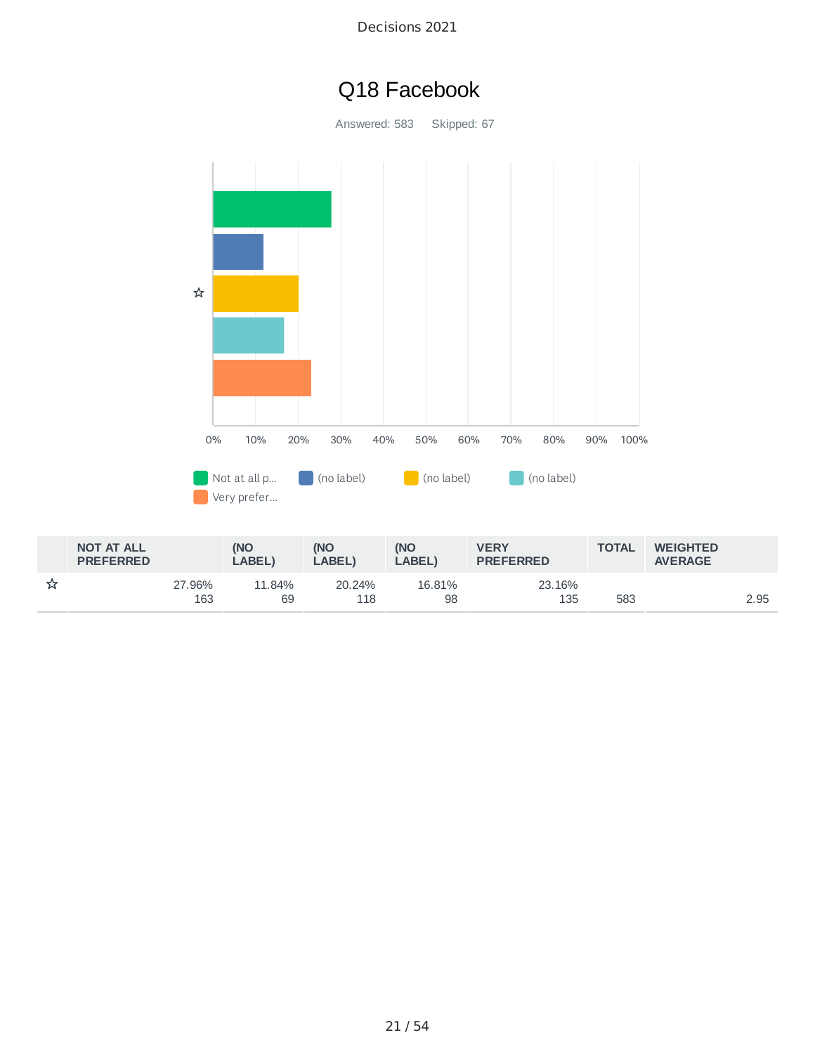# Q18 Facebook

Answered: 583    Skipped: 67

| | NOT AT ALL PREFERRED | (NO LABEL) | (NO LABEL) | (NO LABEL) | VERY PREFERRED | TOTAL | WEIGHTED AVERAGE |
|---|---|---|---|---|---|---|---|
| ☆ | 27.96%<br>163 | 11.84%<br>69 | 20.24%<br>118 | 16.81%<br>98 | 23.16%<br>135 | 583 | 2.95 |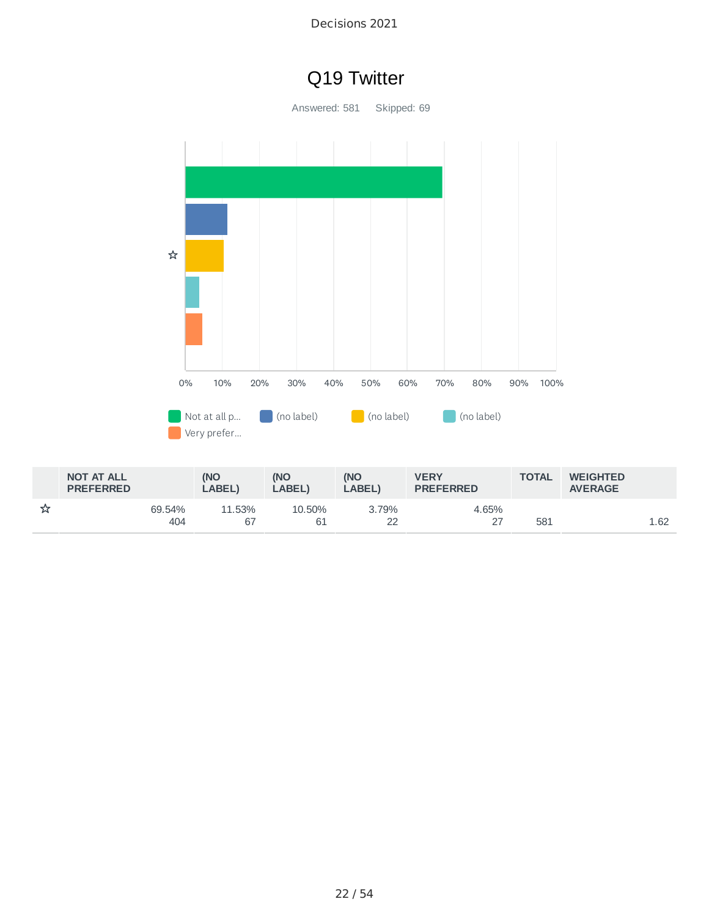# Q19 Twitter

Answered: 581    Skipped: 69

| | NOT AT ALL PREFERRED | (NO LABEL) | (NO LABEL) | (NO LABEL) | VERY PREFERRED | TOTAL | WEIGHTED AVERAGE |
|---|---|---|---|---|---|---|---|
| ☆ | 69.54%<br>404 | 11.53%<br>67 | 10.50%<br>61 | 3.79%<br>22 | 4.65%<br>27 | 581 | 1.62 |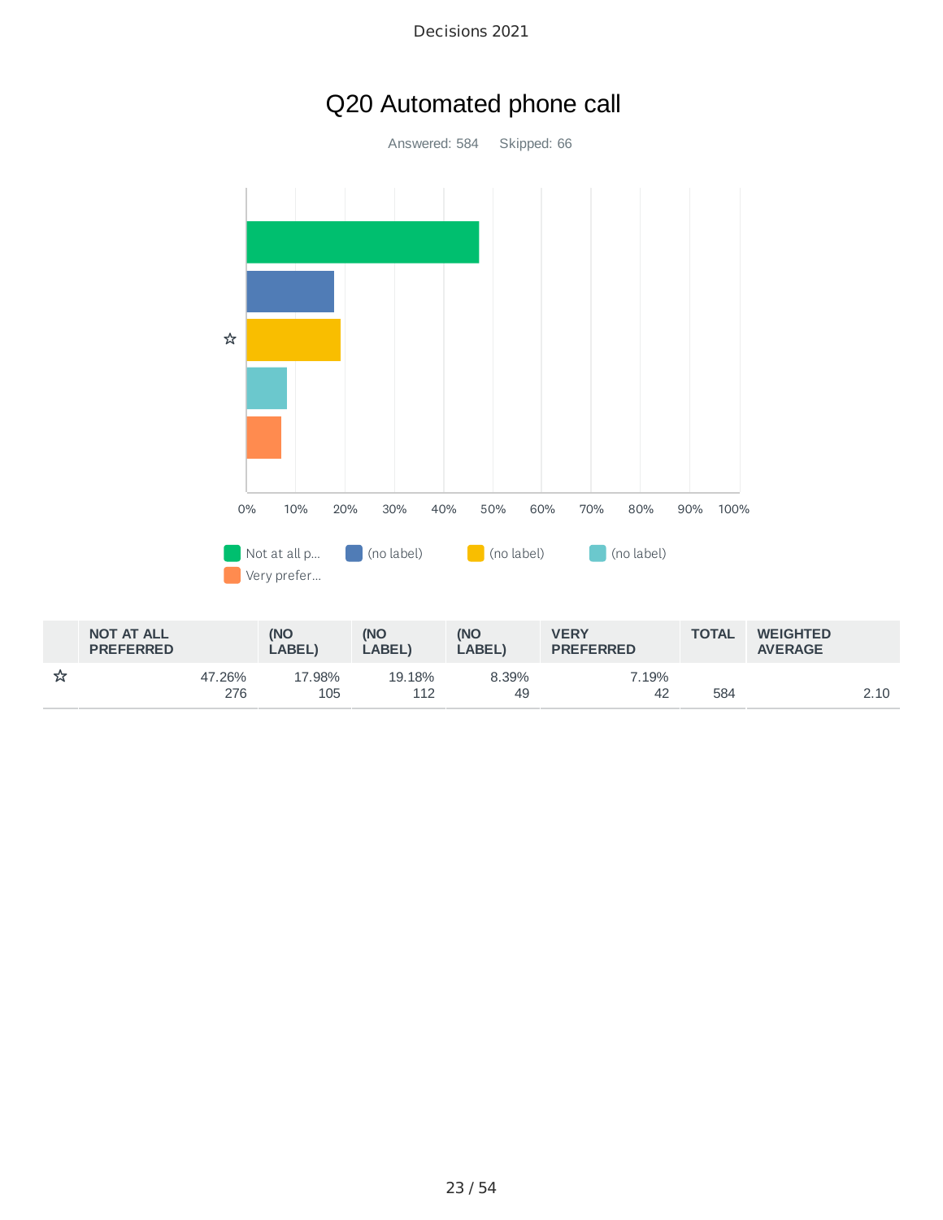# Q20 Automated phone call

Answered: 584 Skipped: 66

| | NOT AT ALL PREFERRED | (NO LABEL) | (NO LABEL) | (NO LABEL) | VERY PREFERRED | TOTAL | WEIGHTED AVERAGE |
|---|---|---|---|---|---|---|---|
| ☆ | 47.26% 276 | 17.98% 105 | 19.18% 112 | 8.39% 49 | 7.19% 42 | 584 | 2.10 |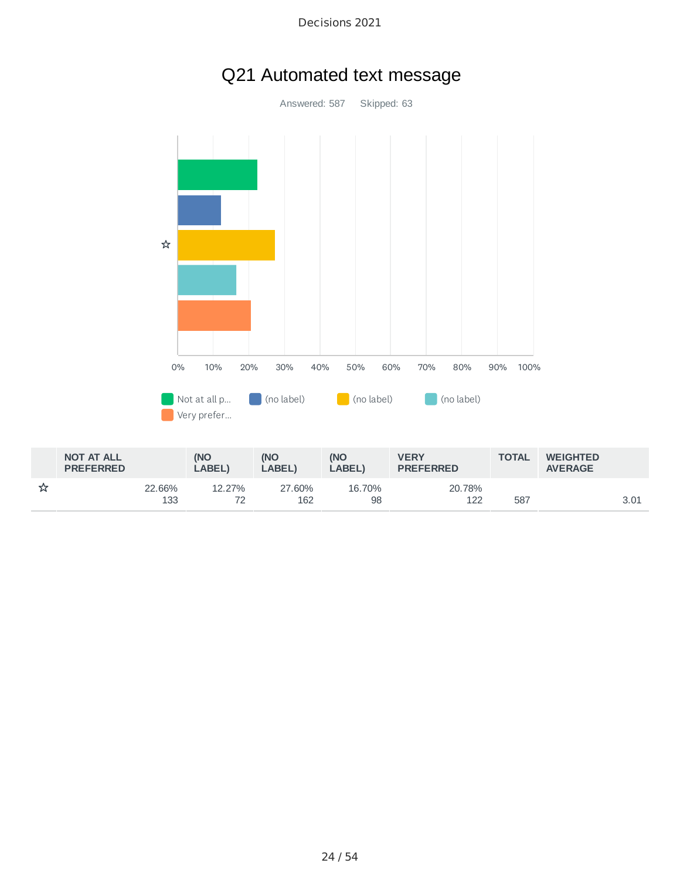# Q21 Automated text message

Answered: 587 Skipped: 63

Not at all p... (no label) (no label) (no label) Very prefer...

| | NOT AT ALL PREFERRED | (NO LABEL) | (NO LABEL) | (NO LABEL) | VERY PREFERRED | TOTAL | WEIGHTED AVERAGE |
|---|---|---|---|---|---|---|---|
| ☆ | 22.66%<br>133 | 12.27%<br>72 | 27.60%<br>162 | 16.70%<br>98 | 20.78%<br>122 | 587 | 3.01 |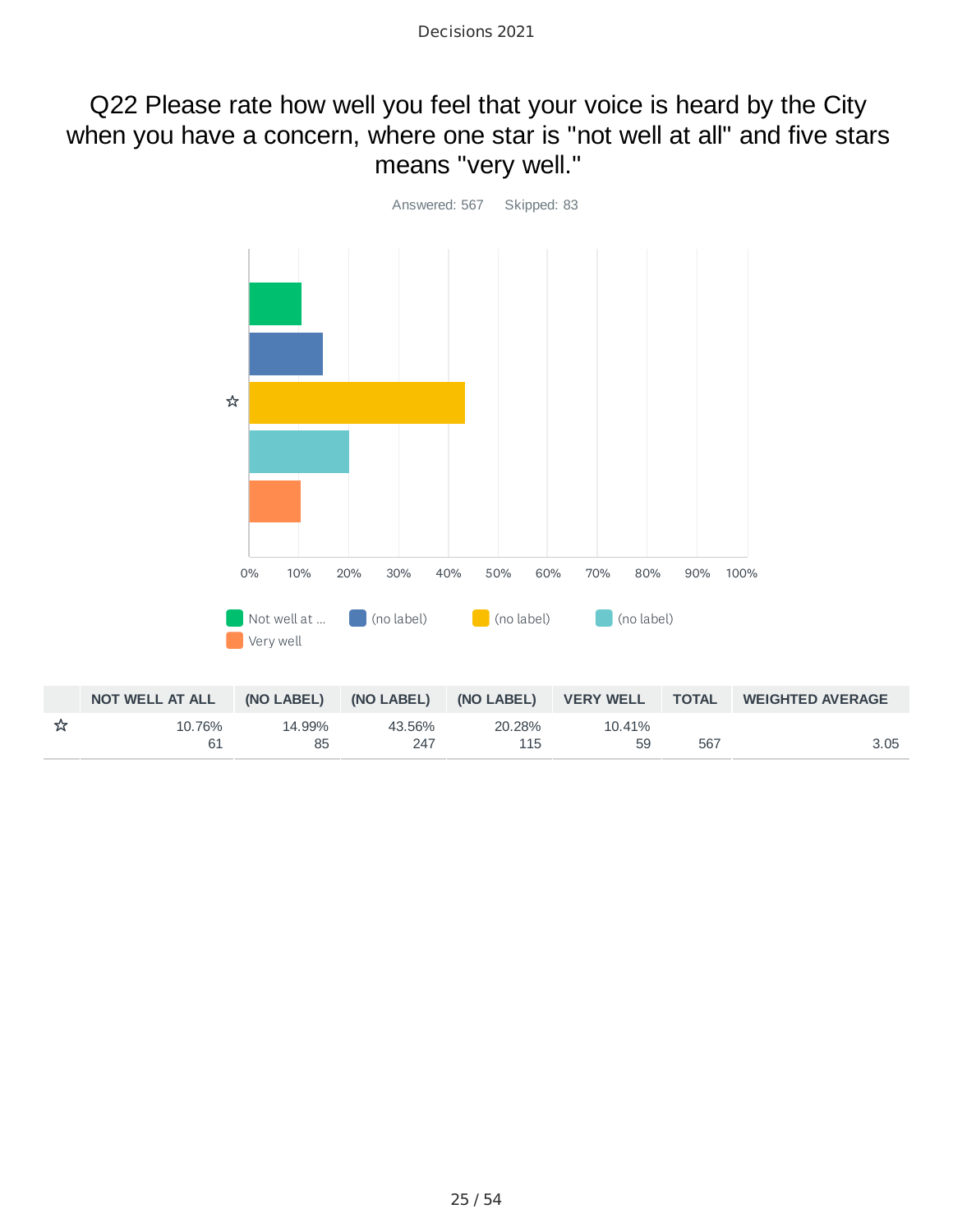# Q22 Please rate how well you feel that your voice is heard by the City when you have a concern, where one star is "not well at all" and five stars means "very well."

Answered: 567 Skipped: 83

| | NOT WELL AT ALL | (NO LABEL) | (NO LABEL) | (NO LABEL) | VERY WELL | TOTAL | WEIGHTED AVERAGE |
|---|---|---|---|---|---|---|---|
| ☆ | 10.76%<br>61 | 14.99%<br>85 | 43.56%<br>247 | 20.28%<br>115 | 10.41%<br>59 | 567 | 3.05 |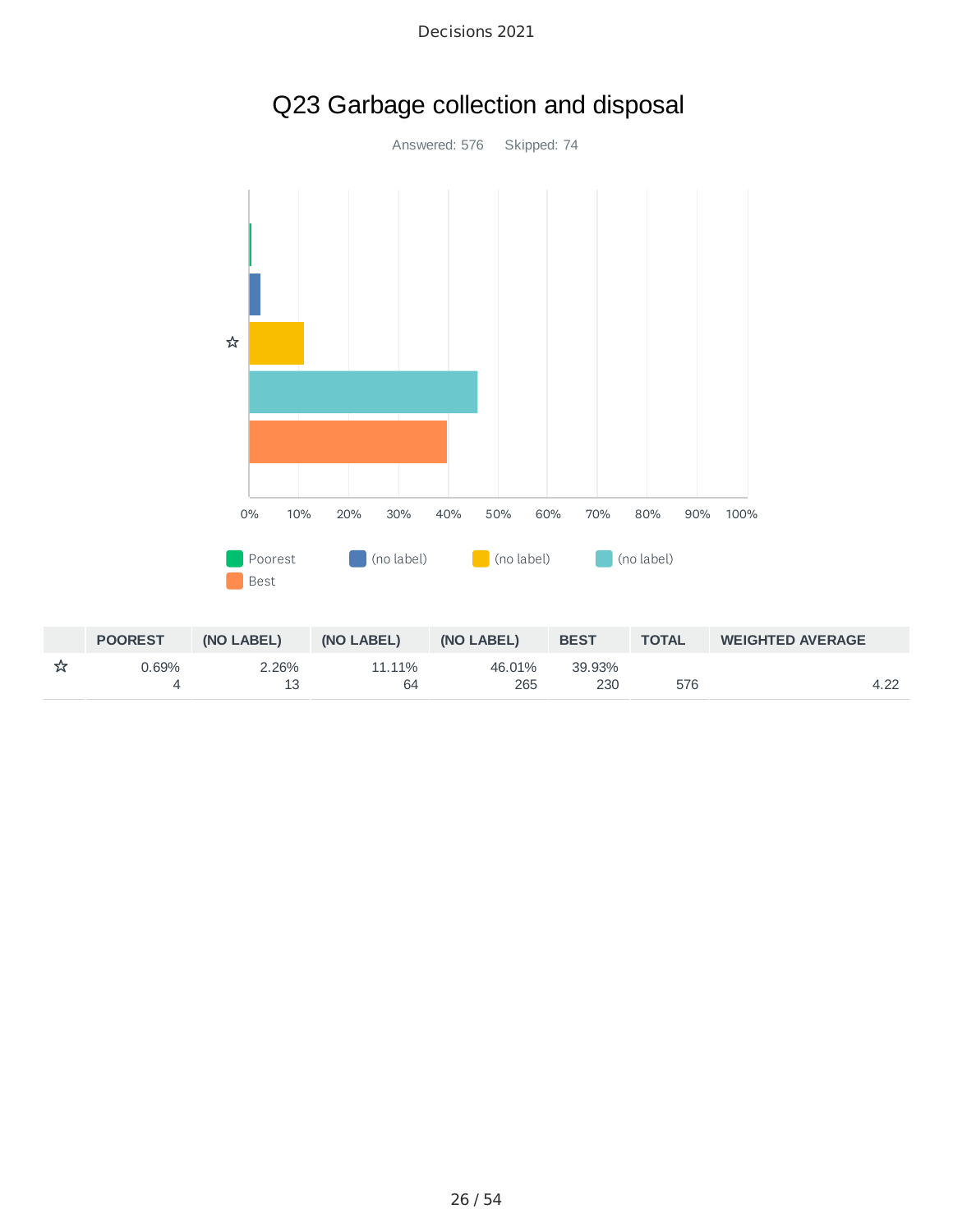# Q23 Garbage collection and disposal

Answered: 576 Skipped: 74

Poorest (no label) (no label) (no label) Best

| | POOREST | (NO LABEL) | (NO LABEL) | (NO LABEL) | BEST | TOTAL | WEIGHTED AVERAGE |
|---|---|---|---|---|---|---|---|
| ☆ | 0.69%<br>4 | 2.26%<br>13 | 11.11%<br>64 | 46.01%<br>265 | 39.93%<br>230 | 576 | 4.22 |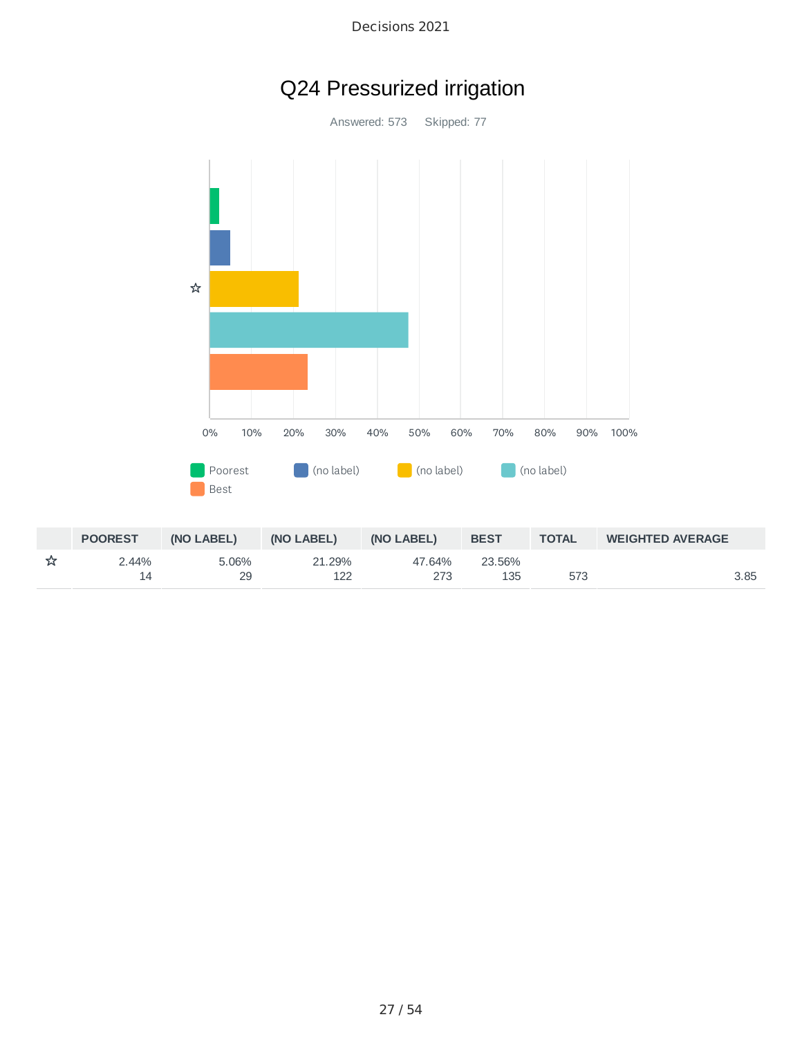# Q24 Pressurized irrigation

Answered: 573 Skipped: 77

| | POOREST | (NO LABEL) | (NO LABEL) | (NO LABEL) | BEST | TOTAL | WEIGHTED AVERAGE |
|---|---|---|---|---|---|---|---|
| ☆ | 2.44%<br>14 | 5.06%<br>29 | 21.29%<br>122 | 47.64%<br>273 | 23.56%<br>135 | 573 | 3.85 |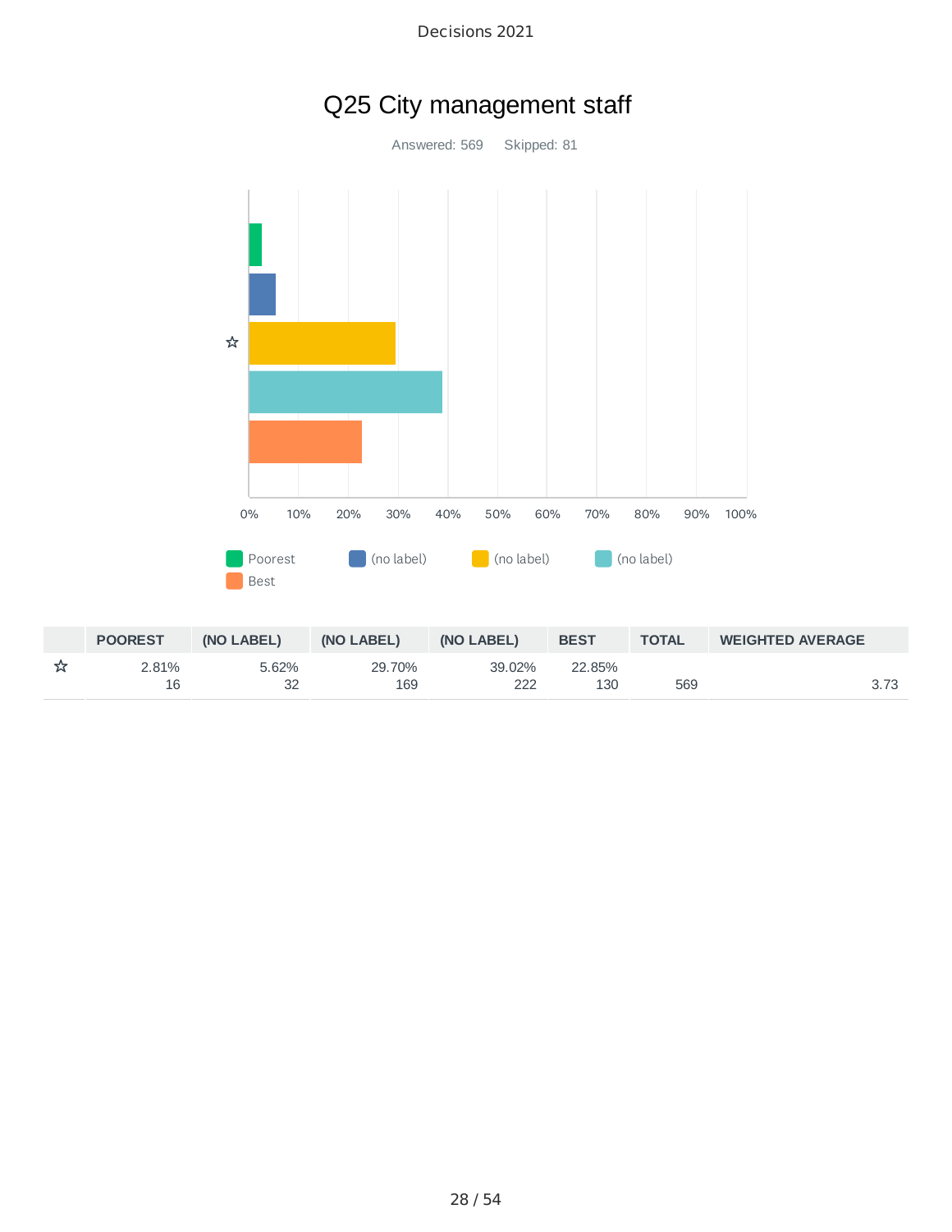# Q25 City management staff

Answered: 569    Skipped: 81

| | POOREST | (NO LABEL) | (NO LABEL) | (NO LABEL) | BEST | TOTAL | WEIGHTED AVERAGE |
|---|---|---|---|---|---|---|---|
| ☆ | 2.81%<br>16 | 5.62%<br>32 | 29.70%<br>169 | 39.02%<br>222 | 22.85%<br>130 | 569 | 3.73 |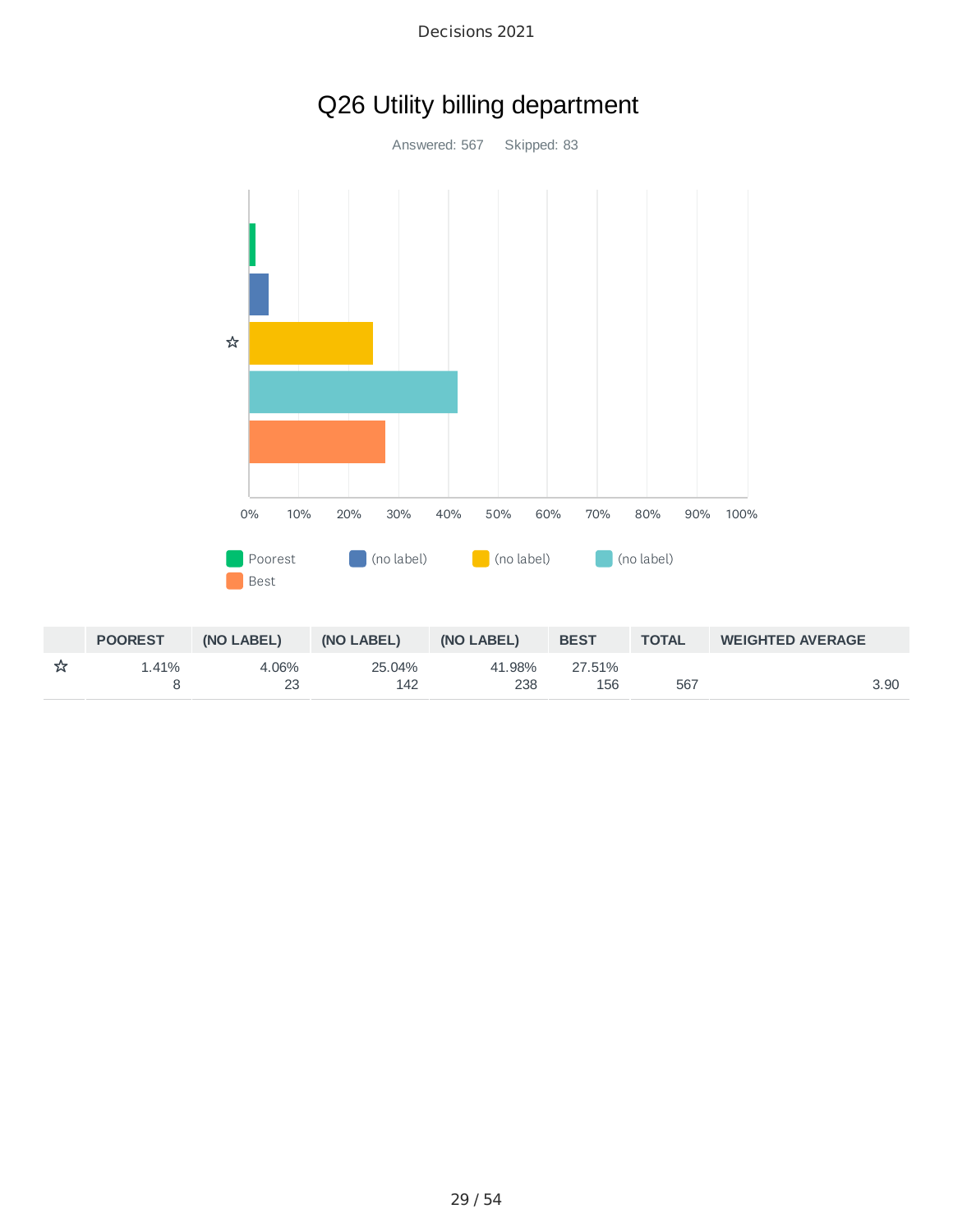# Q26 Utility billing department

Answered: 567    Skipped: 83

| | POOREST | (NO LABEL) | (NO LABEL) | (NO LABEL) | BEST | TOTAL | WEIGHTED AVERAGE |
|---|---|---|---|---|---|---|---|
| ☆ | 1.41%<br>8 | 4.06%<br>23 | 25.04%<br>142 | 41.98%<br>238 | 27.51%<br>156 | 567 | 3.90 |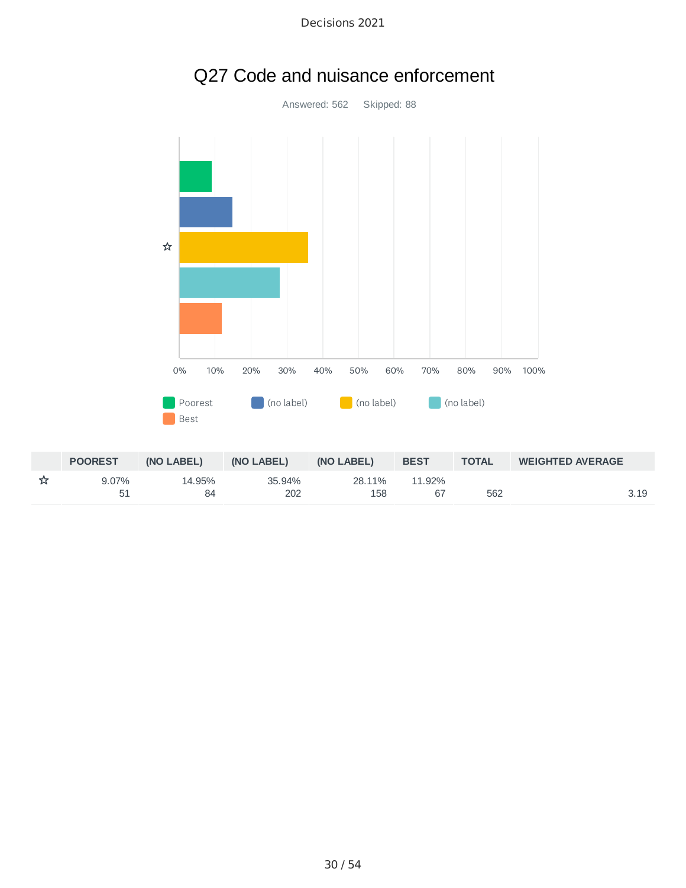# Q27 Code and nuisance enforcement

Answered: 562 Skipped: 88

| | POOREST | (NO LABEL) | (NO LABEL) | (NO LABEL) | BEST | TOTAL | WEIGHTED AVERAGE |
|---|---|---|---|---|---|---|---|
| ☆ | 9.07% 51 | 14.95% 84 | 35.94% 202 | 28.11% 158 | 11.92% 67 | 562 | 3.19 |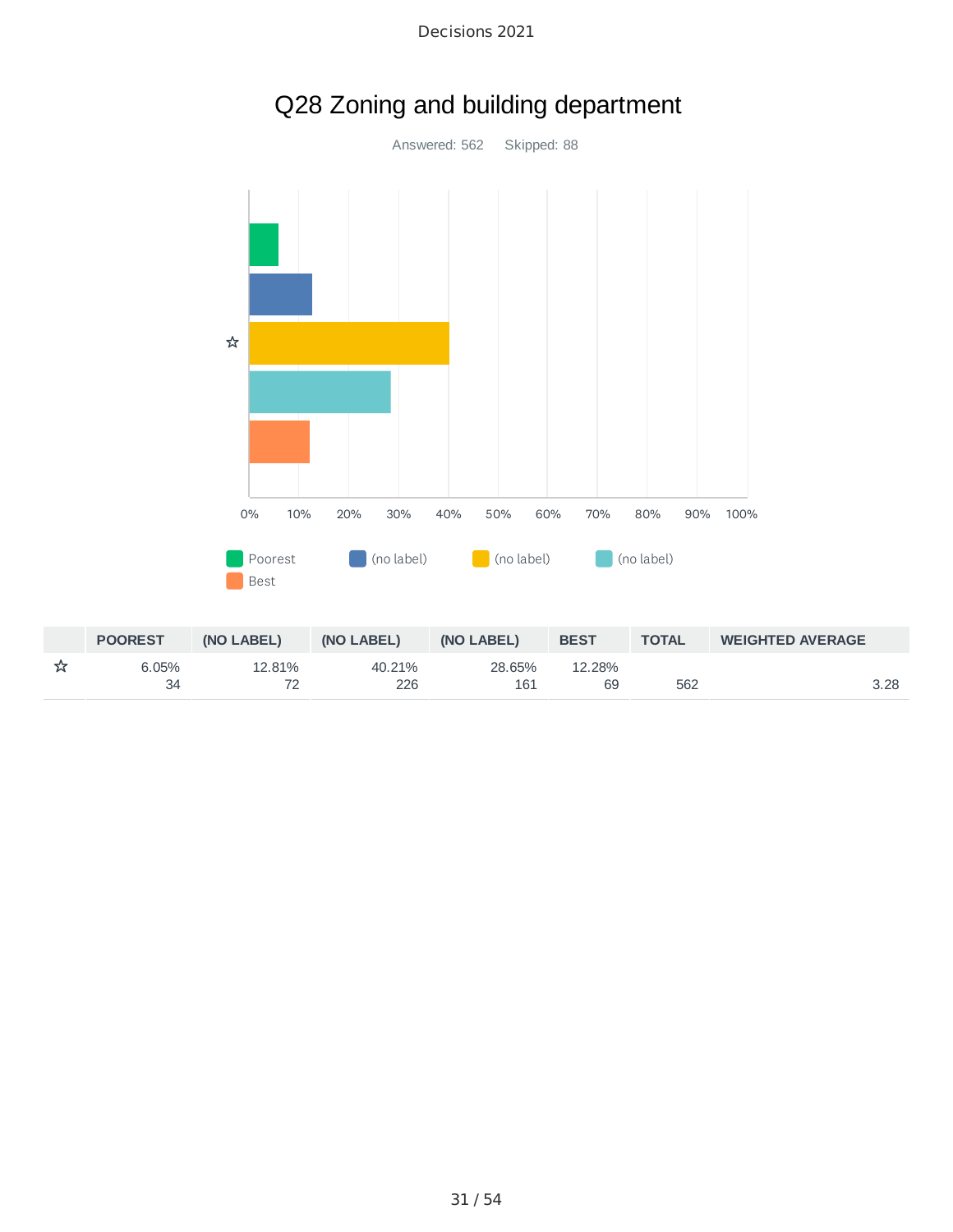# Q28 Zoning and building department

Answered: 562    Skipped: 88

Poorest | (no label) | (no label) | (no label) | Best

| | POOREST | (NO LABEL) | (NO LABEL) | (NO LABEL) | BEST | TOTAL | WEIGHTED AVERAGE |
|---|---|---|---|---|---|---|---|
| ☆ | 6.05%<br>34 | 12.81%<br>72 | 40.21%<br>226 | 28.65%<br>161 | 12.28%<br>69 | 562 | 3.28 |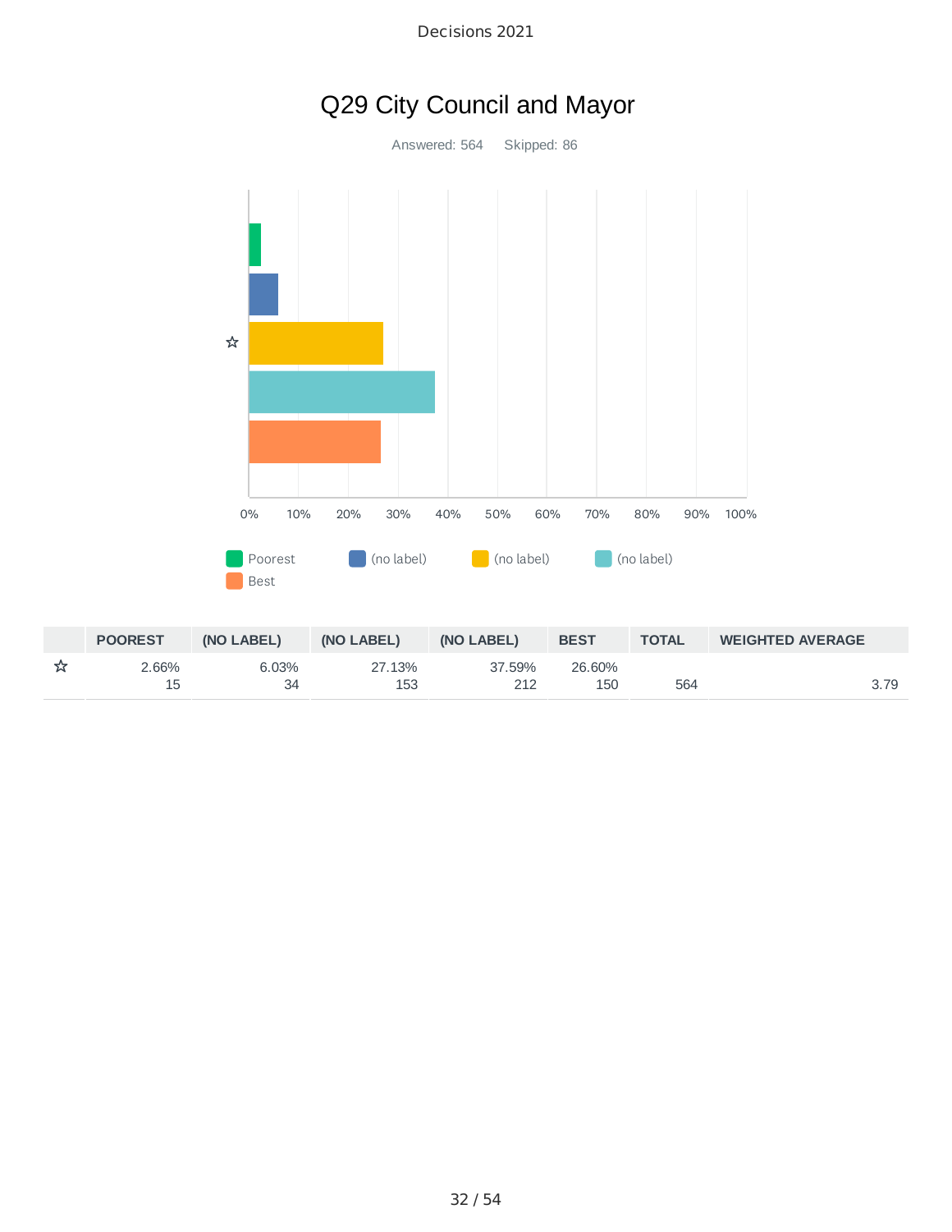# Q29 City Council and Mayor

Answered: 564 Skipped: 86

Poorest | (no label) | (no label) | (no label) | Best

| | POOREST | (NO LABEL) | (NO LABEL) | (NO LABEL) | BEST | TOTAL | WEIGHTED AVERAGE |
|---|---|---|---|---|---|---|---|
| ☆ | 2.66%<br>15 | 6.03%<br>34 | 27.13%<br>153 | 37.59%<br>212 | 26.60%<br>150 | 564 | 3.79 |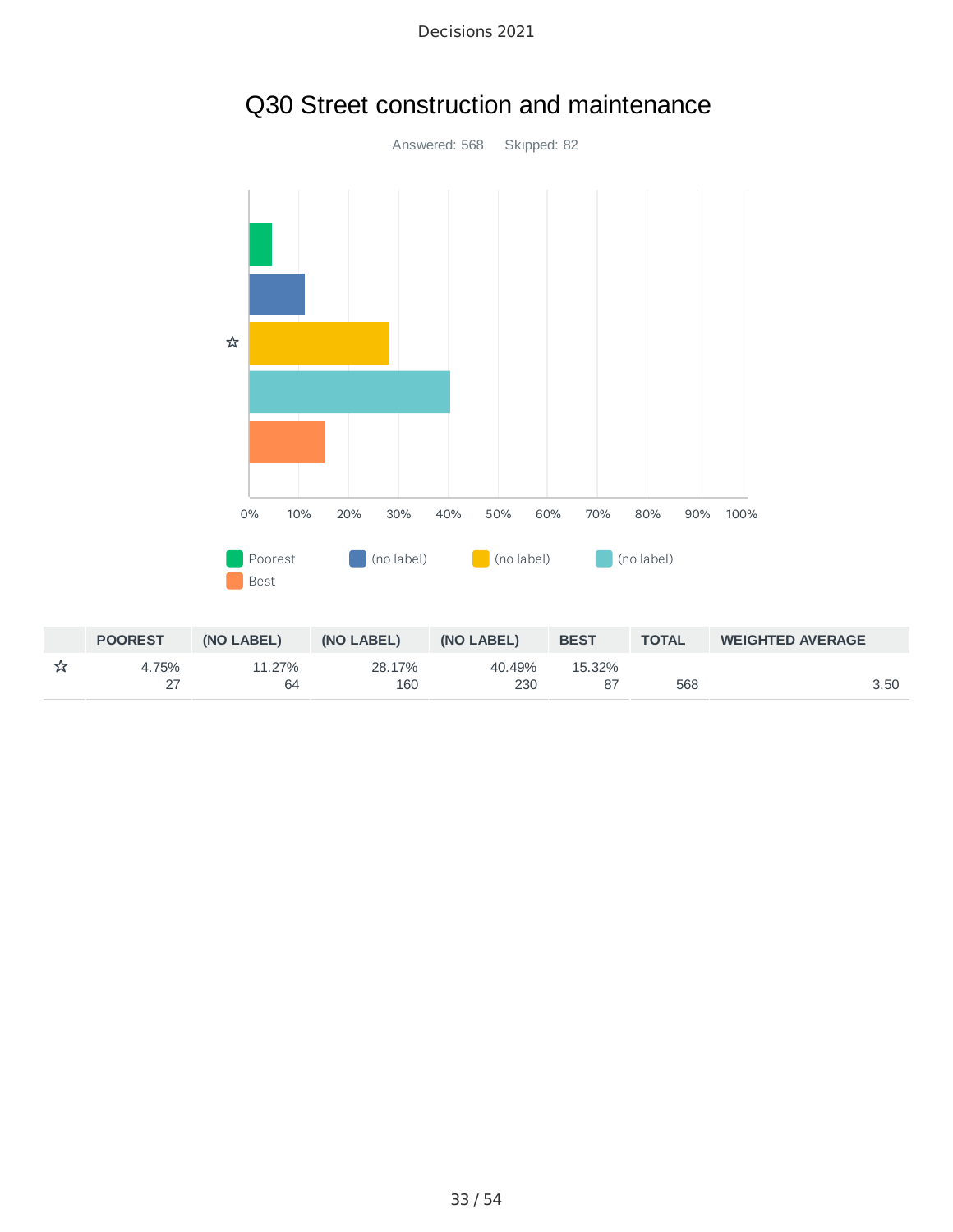# Q30 Street construction and maintenance

Answered: 568 Skipped: 82

Poorest | (no label) | (no label) | (no label) | Best

| | POOREST | (NO LABEL) | (NO LABEL) | (NO LABEL) | BEST | TOTAL | WEIGHTED AVERAGE |
|---|---|---|---|---|---|---|---|
| ☆ | 4.75%<br>27 | 11.27%<br>64 | 28.17%<br>160 | 40.49%<br>230 | 15.32%<br>87 | 568 | 3.50 |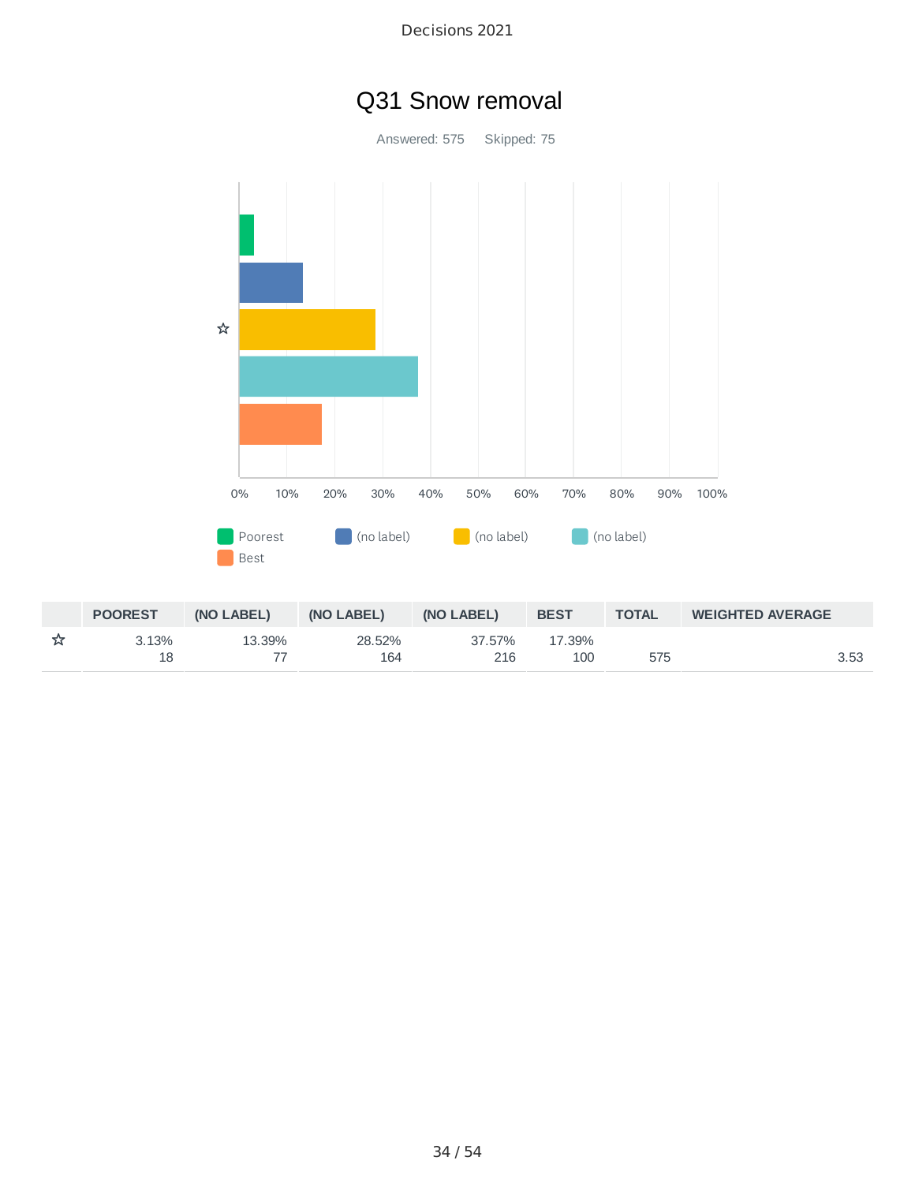# Q31 Snow removal

Answered: 575 Skipped: 75

Poorest | (no label) | (no label) | (no label) | Best

| | POOREST | (NO LABEL) | (NO LABEL) | (NO LABEL) | BEST | TOTAL | WEIGHTED AVERAGE |
|---|---|---|---|---|---|---|---|
| ☆ | 3.13%<br>18 | 13.39%<br>77 | 28.52%<br>164 | 37.57%<br>216 | 17.39%<br>100 | 575 | 3.53 |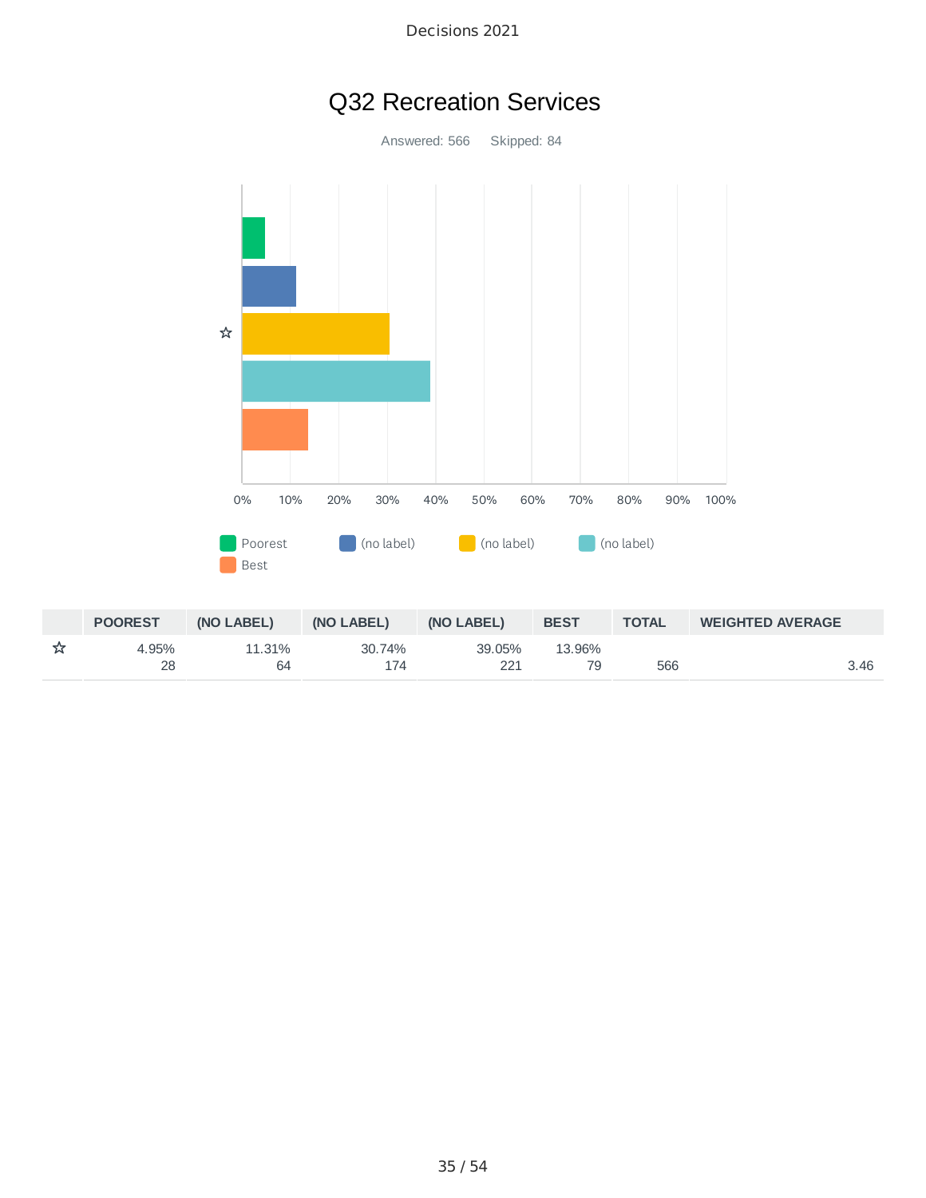# Q32 Recreation Services

Answered: 566 Skipped: 84

Poorest | (no label) | (no label) | (no label) | Best

| | POOREST | (NO LABEL) | (NO LABEL) | (NO LABEL) | BEST | TOTAL | WEIGHTED AVERAGE |
|---|---|---|---|---|---|---|---|
| ☆ | 4.95%<br>28 | 11.31%<br>64 | 30.74%<br>174 | 39.05%<br>221 | 13.96%<br>79 | 566 | 3.46 |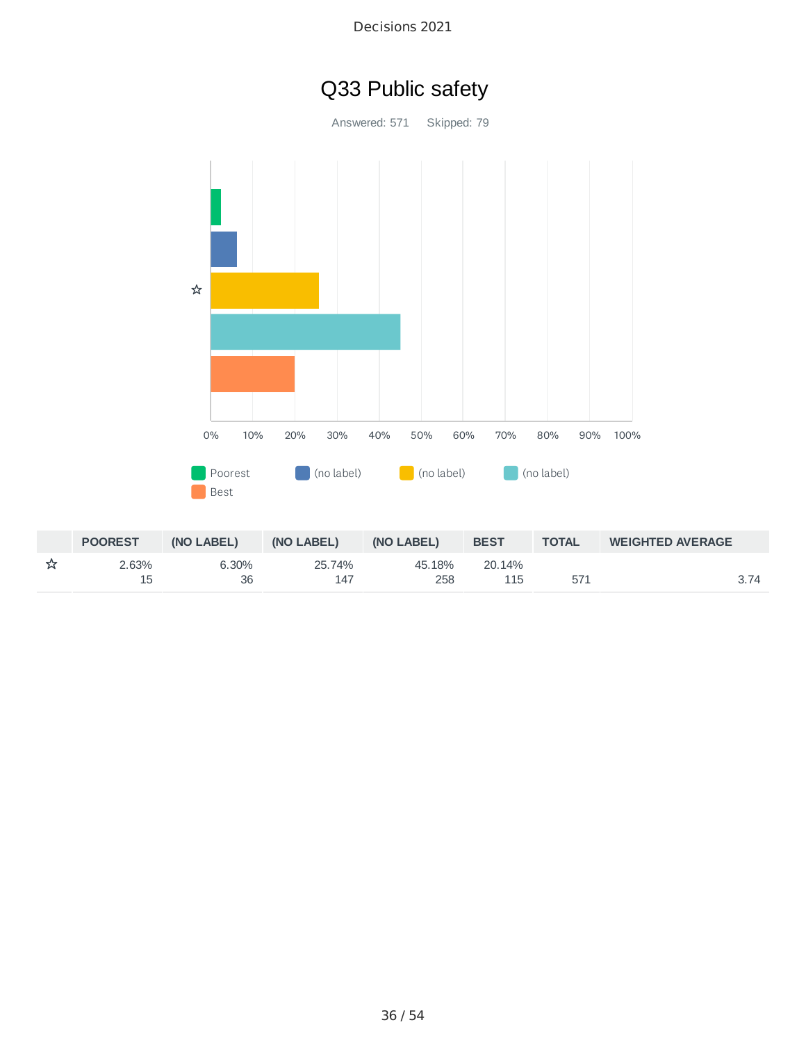# Q33 Public safety

Answered: 571 Skipped: 79

Poorest | (no label) | (no label) | (no label) | Best

0% 10% 20% 30% 40% 50% 60% 70% 80% 90% 100%

| | POOREST | (NO LABEL) | (NO LABEL) | (NO LABEL) | BEST | TOTAL | WEIGHTED AVERAGE |
|---|---|---|---|---|---|---|---|
| ☆ | 2.63%<br>15 | 6.30%<br>36 | 25.74%<br>147 | 45.18%<br>258 | 20.14%<br>115 | 571 | 3.74 |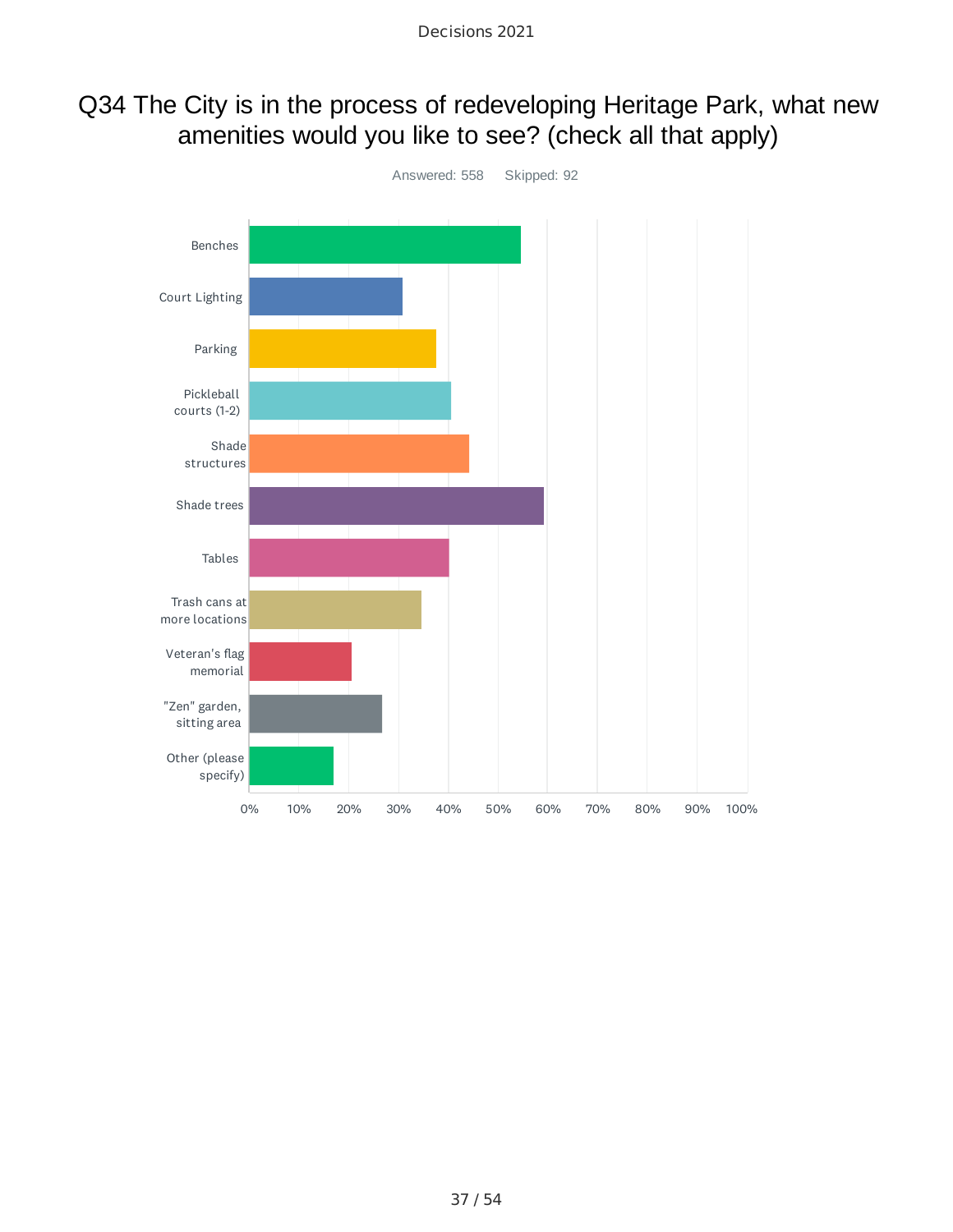# Q34 The City is in the process of redeveloping Heritage Park, what new amenities would you like to see? (check all that apply)

Answered: 558 Skipped: 92

Benches

Court Lighting

Parking

Pickleball courts (1-2)

Shade structures

Shade trees

Tables

Trash cans at more locations

Veteran's flag memorial

"Zen" garden, sitting area

Other (please specify)

0% 10% 20% 30% 40% 50% 60% 70% 80% 90% 100%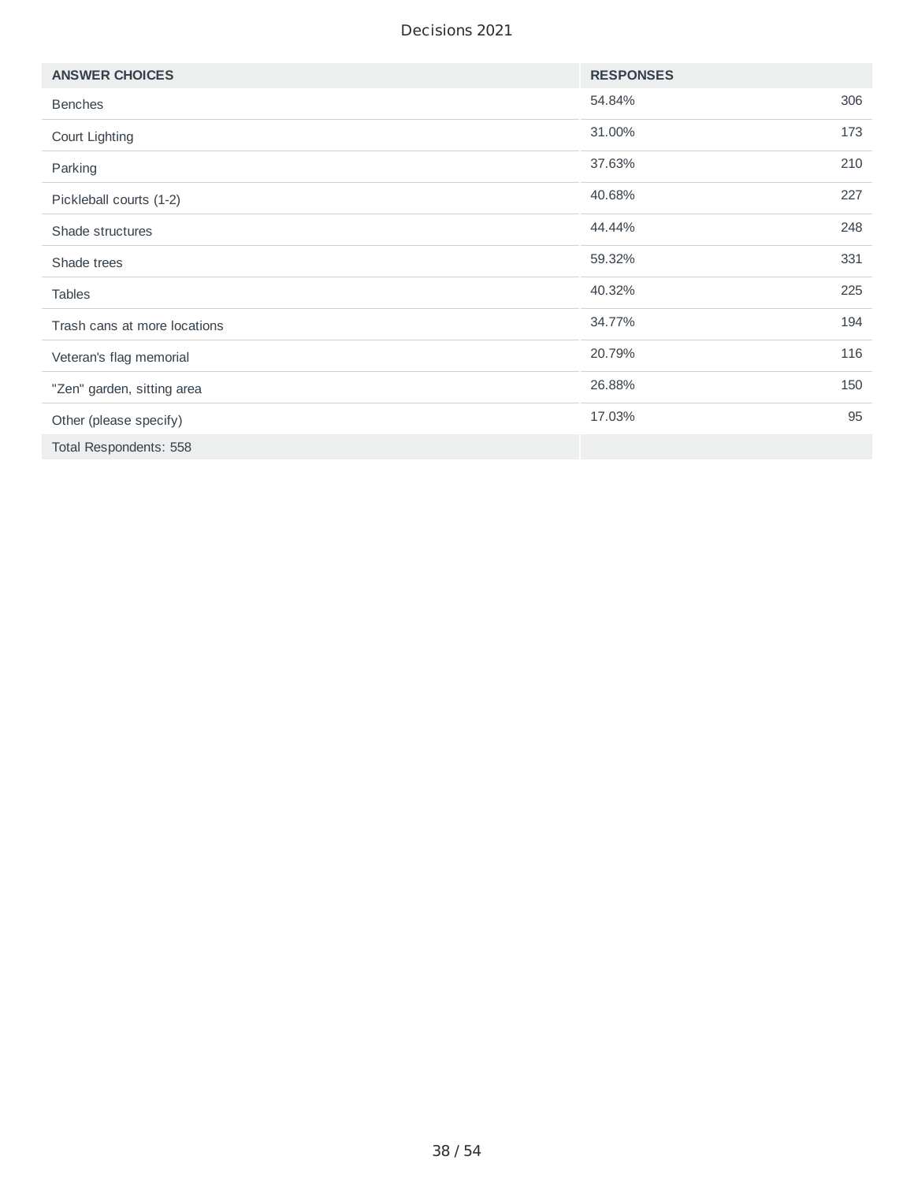| ANSWER CHOICES | RESPONSES | |
|---|---|---|
| Benches | 54.84% | 306 |
| Court Lighting | 31.00% | 173 |
| Parking | 37.63% | 210 |
| Pickleball courts (1-2) | 40.68% | 227 |
| Shade structures | 44.44% | 248 |
| Shade trees | 59.32% | 331 |
| Tables | 40.32% | 225 |
| Trash cans at more locations | 34.77% | 194 |
| Veteran's flag memorial | 20.79% | 116 |
| "Zen" garden, sitting area | 26.88% | 150 |
| Other (please specify) | 17.03% | 95 |
| Total Respondents: 558 | | |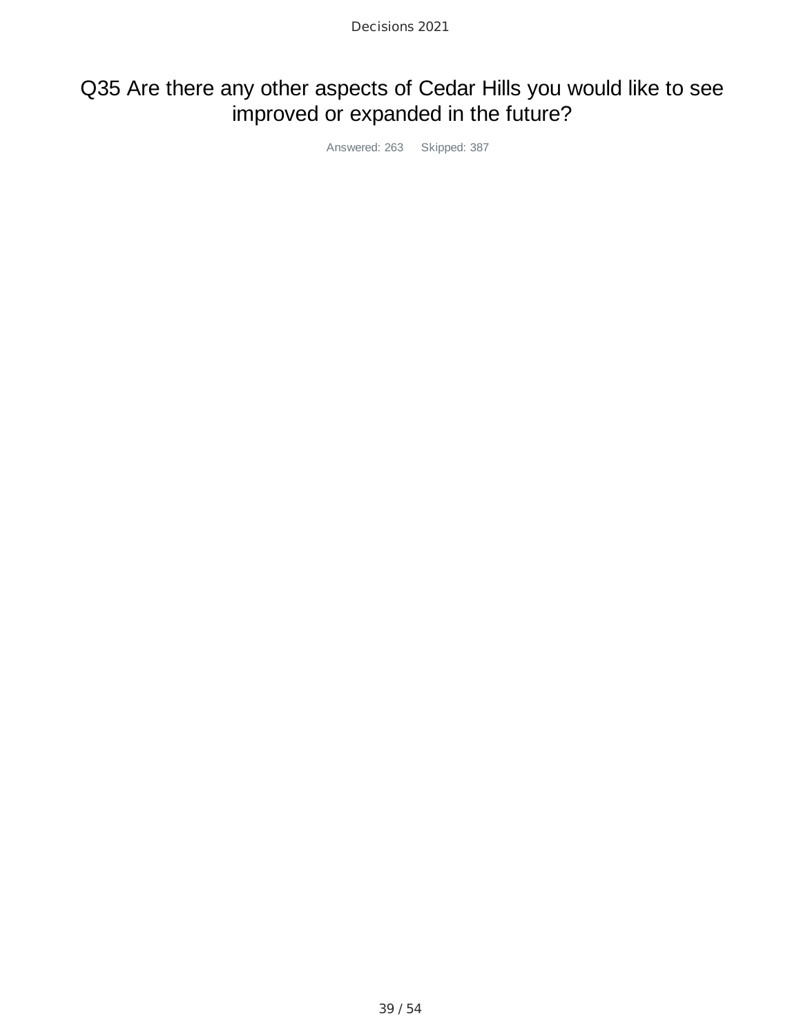# Q35 Are there any other aspects of Cedar Hills you would like to see improved or expanded in the future?

Answered: 263 Skipped: 387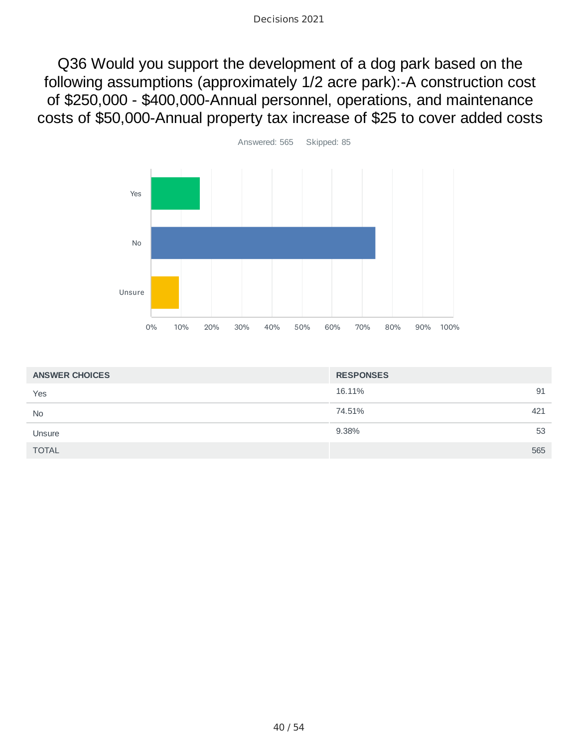# Q36 Would you support the development of a dog park based on the following assumptions (approximately 1/2 acre park):-A construction cost of $250,000 - $400,000-Annual personnel, operations, and maintenance costs of $50,000-Annual property tax increase of $25 to cover added costs

Answered: 565 Skipped: 85

| ANSWER CHOICES | RESPONSES | |
|---|---|---|
| Yes | 16.11% | 91 |
| No | 74.51% | 421 |
| Unsure | 9.38% | 53 |
| TOTAL | | 565 |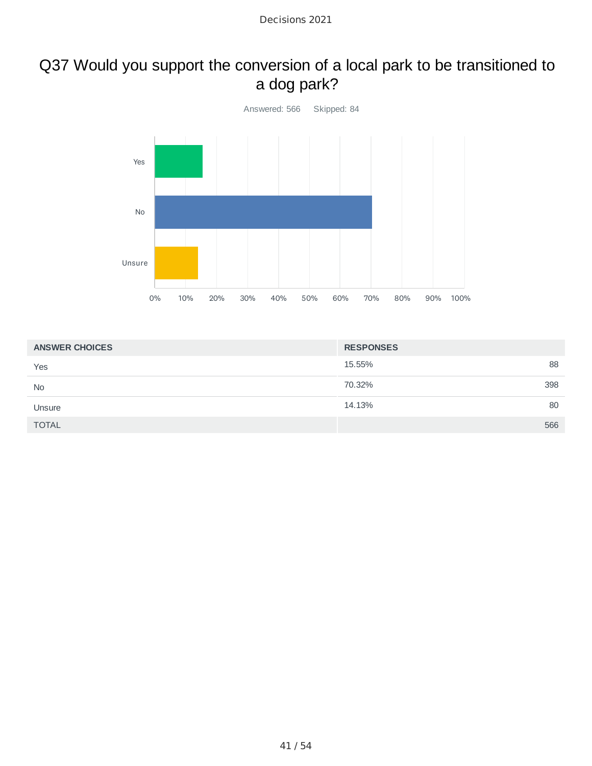# Q37 Would you support the conversion of a local park to be transitioned to a dog park?

Answered: 566    Skipped: 84

| ANSWER CHOICES | RESPONSES | |
|---|---|---|
| Yes | 15.55% | 88 |
| No | 70.32% | 398 |
| Unsure | 14.13% | 80 |
| TOTAL | | 566 |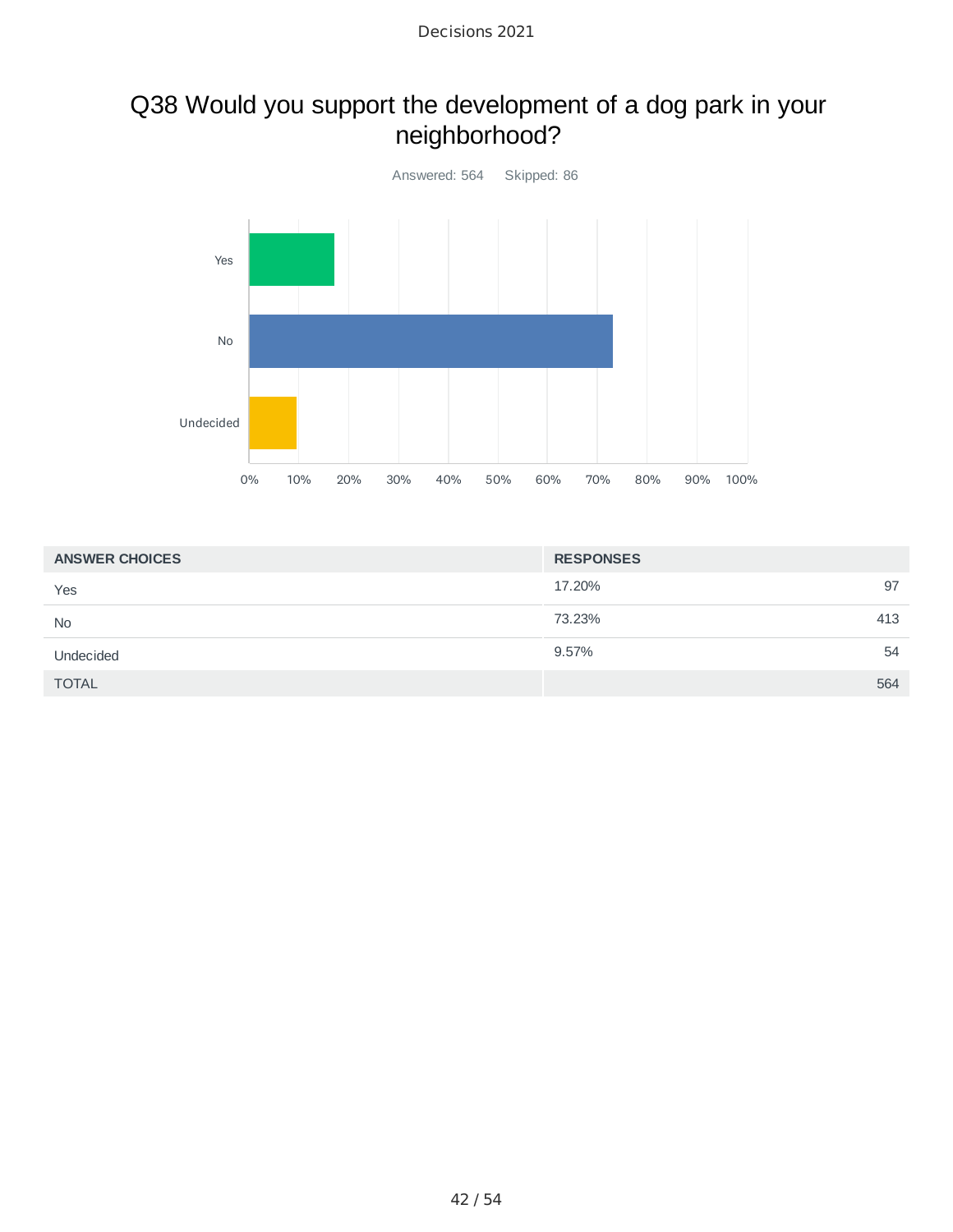# Q38 Would you support the development of a dog park in your neighborhood?

Answered: 564 Skipped: 86

| ANSWER CHOICES | RESPONSES | |
|---|---|---|
| Yes | 17.20% | 97 |
| No | 73.23% | 413 |
| Undecided | 9.57% | 54 |
| TOTAL | | 564 |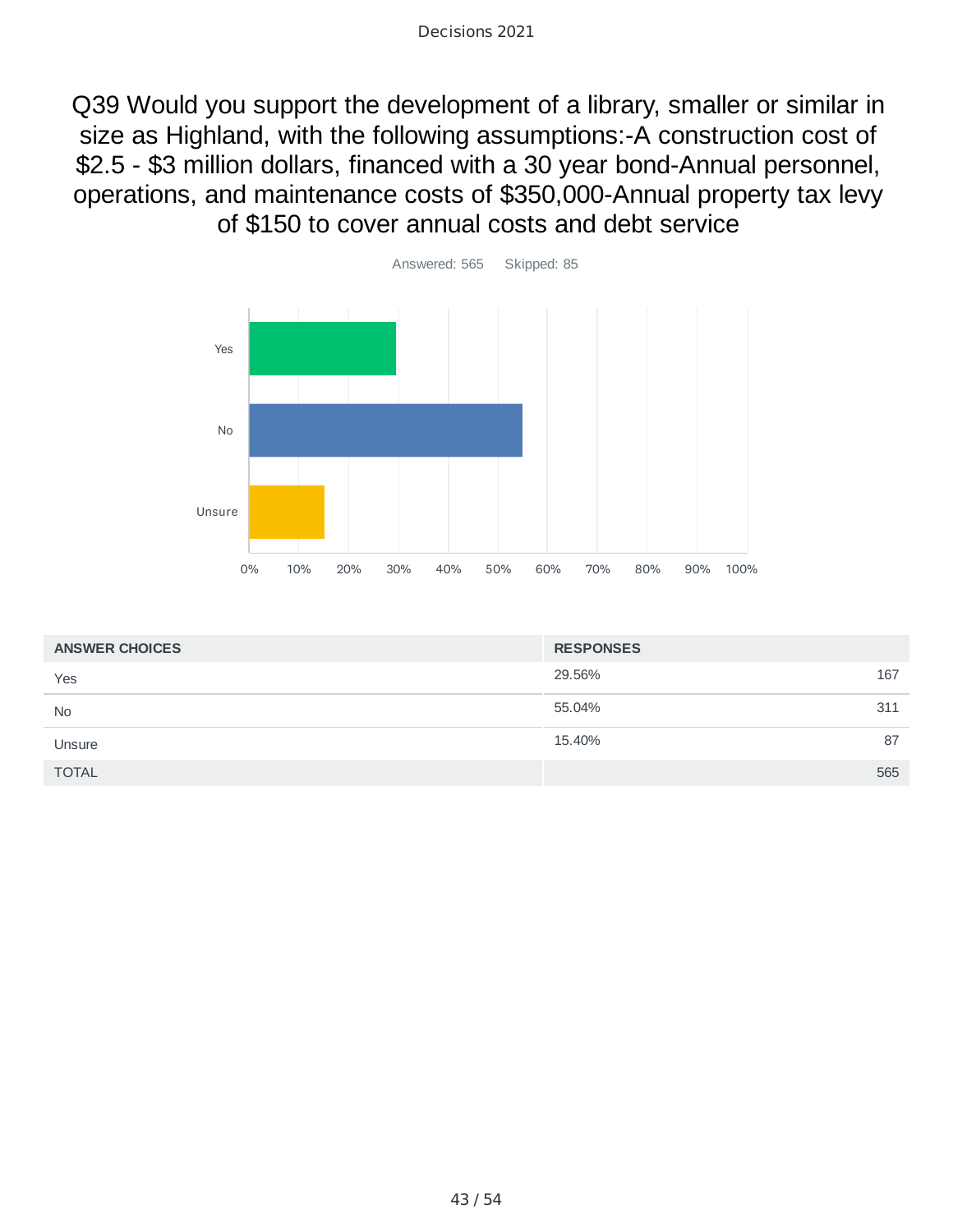# Q39 Would you support the development of a library, smaller or similar in size as Highland, with the following assumptions:-A construction cost of $2.5 - $3 million dollars, financed with a 30 year bond-Annual personnel, operations, and maintenance costs of $350,000-Annual property tax levy of $150 to cover annual costs and debt service

Answered: 565 Skipped: 85

| ANSWER CHOICES | RESPONSES | |
|---|---|---|
| Yes | 29.56% | 167 |
| No | 55.04% | 311 |
| Unsure | 15.40% | 87 |
| TOTAL | | 565 |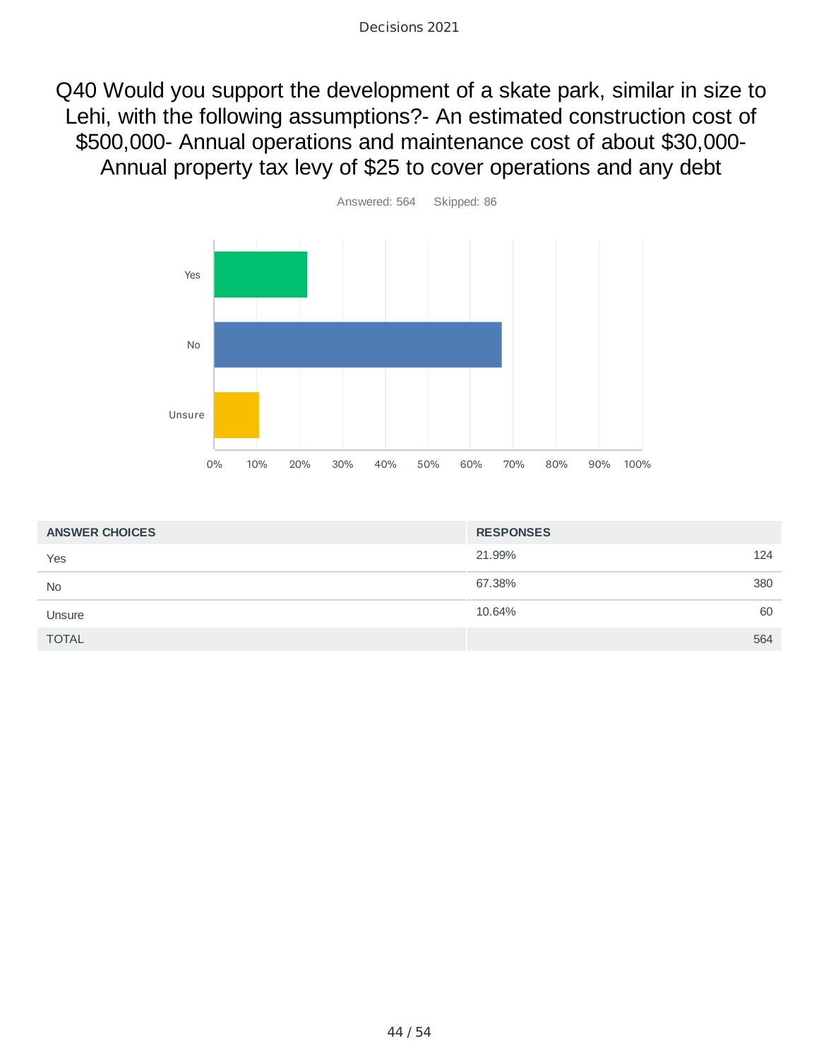# Q40 Would you support the development of a skate park, similar in size to Lehi, with the following assumptions?- An estimated construction cost of $500,000- Annual operations and maintenance cost of about $30,000- Annual property tax levy of $25 to cover operations and any debt

Answered: 564 Skipped: 86

| ANSWER CHOICES | RESPONSES | |
|---|---|---|
| Yes | 21.99% | 124 |
| No | 67.38% | 380 |
| Unsure | 10.64% | 60 |
| TOTAL | | 564 |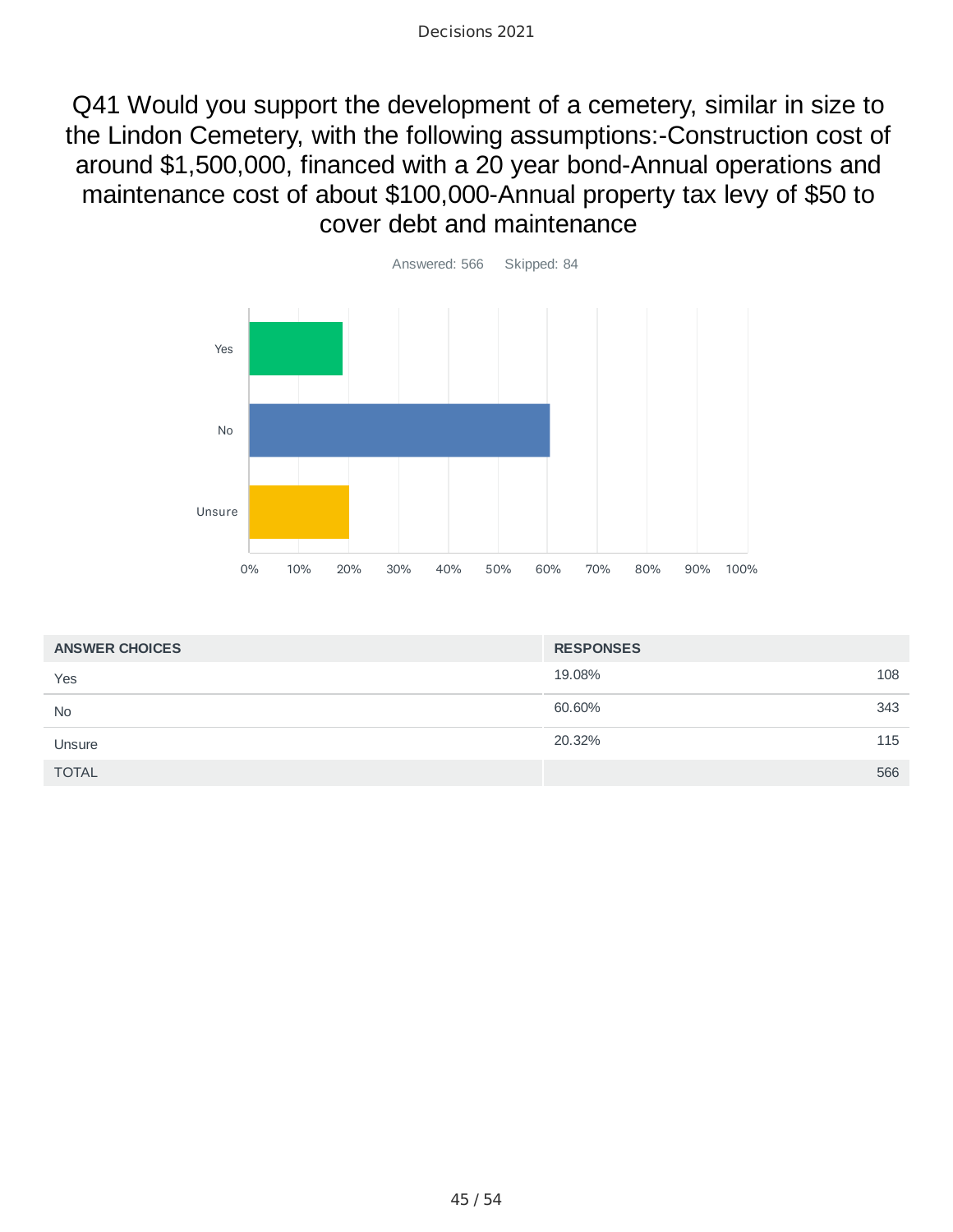## Q41 Would you support the development of a cemetery, similar in size to the Lindon Cemetery, with the following assumptions:-Construction cost of around $1,500,000, financed with a 20 year bond-Annual operations and maintenance cost of about $100,000-Annual property tax levy of $50 to cover debt and maintenance

Answered: 566 Skipped: 84

| ANSWER CHOICES | RESPONSES | |
|---|---|---|
| Yes | 19.08% | 108 |
| No | 60.60% | 343 |
| Unsure | 20.32% | 115 |
| TOTAL | | 566 |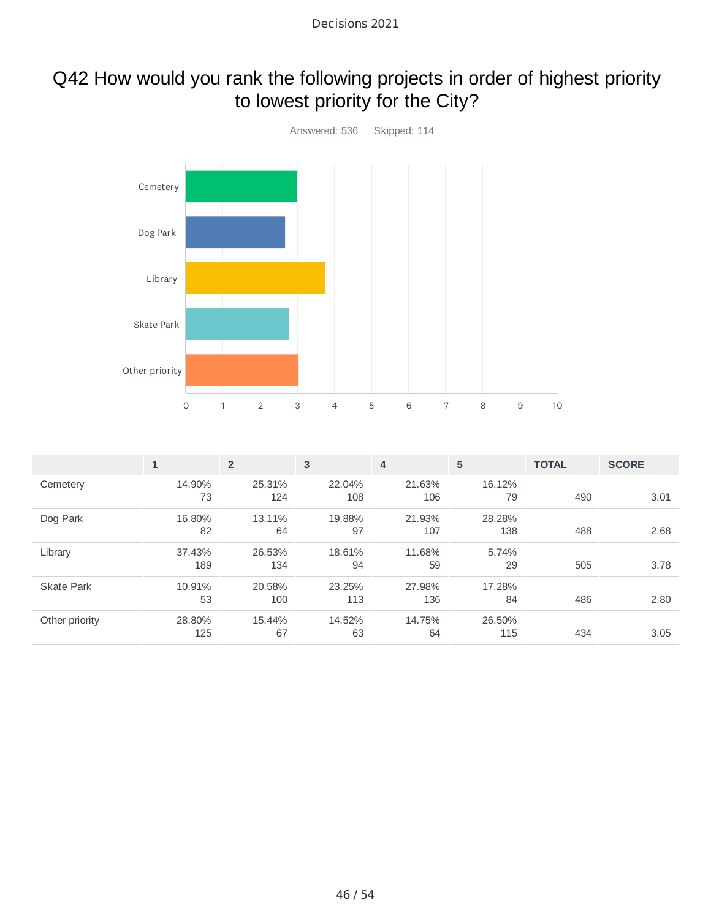# Q42 How would you rank the following projects in order of highest priority to lowest priority for the City?

Answered: 536 Skipped: 114

| | 1 | 2 | 3 | 4 | 5 | TOTAL | SCORE |
|---|---|---|---|---|---|---|---|
| Cemetery | 14.90% 73 | 25.31% 124 | 22.04% 108 | 21.63% 106 | 16.12% 79 | 490 | 3.01 |
| Dog Park | 16.80% 82 | 13.11% 64 | 19.88% 97 | 21.93% 107 | 28.28% 138 | 488 | 2.68 |
| Library | 37.43% 189 | 26.53% 134 | 18.61% 94 | 11.68% 59 | 5.74% 29 | 505 | 3.78 |
| Skate Park | 10.91% 53 | 20.58% 100 | 23.25% 113 | 27.98% 136 | 17.28% 84 | 486 | 2.80 |
| Other priority | 28.80% 125 | 15.44% 67 | 14.52% 63 | 14.75% 64 | 26.50% 115 | 434 | 3.05 |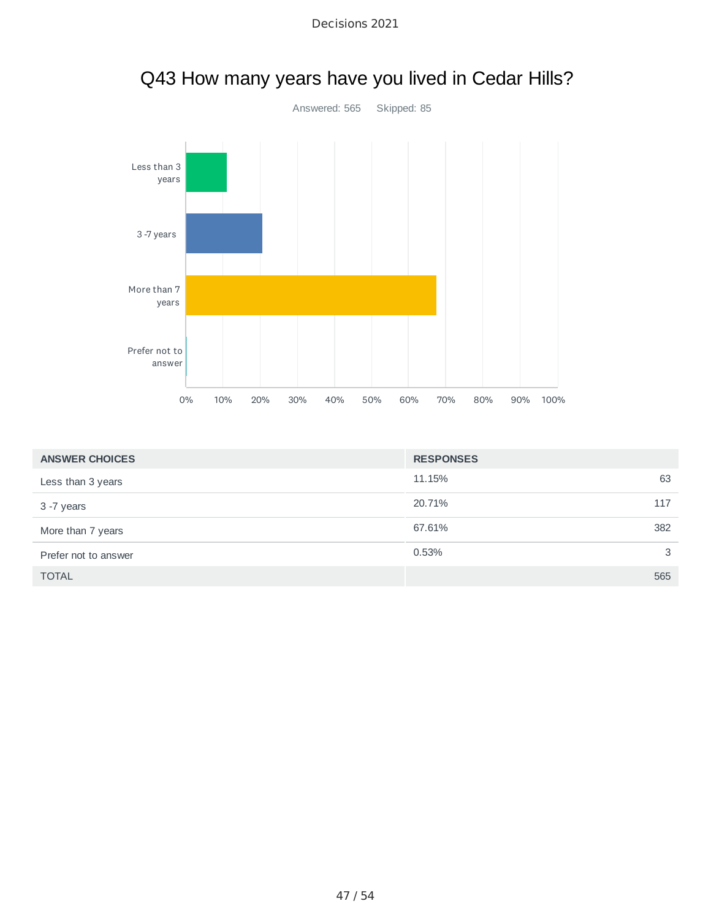# Q43 How many years have you lived in Cedar Hills?

Answered: 565 Skipped: 85

| ANSWER CHOICES | RESPONSES | |
|---|---|---|
| Less than 3 years | 11.15% | 63 |
| 3 -7 years | 20.71% | 117 |
| More than 7 years | 67.61% | 382 |
| Prefer not to answer | 0.53% | 3 |
| TOTAL | | 565 |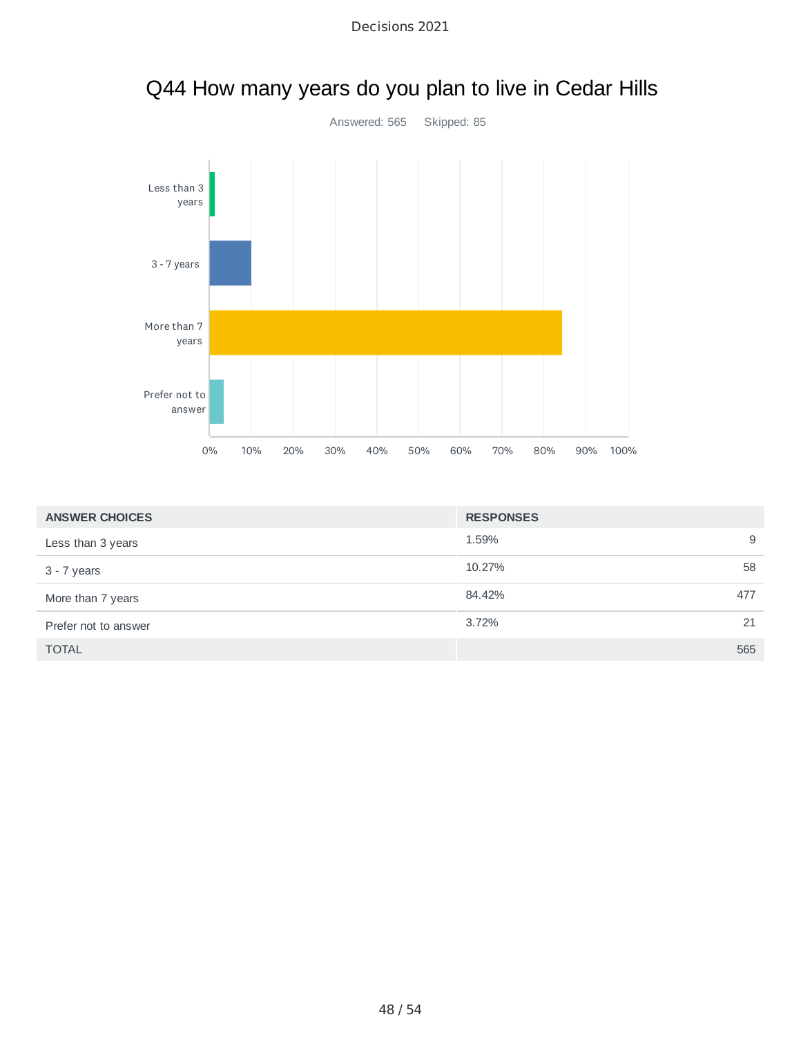# Q44 How many years do you plan to live in Cedar Hills

Answered: 565    Skipped: 85

| ANSWER CHOICES | RESPONSES | |
|---|---|---|
| Less than 3 years | 1.59% | 9 |
| 3 - 7 years | 10.27% | 58 |
| More than 7 years | 84.42% | 477 |
| Prefer not to answer | 3.72% | 21 |
| TOTAL | | 565 |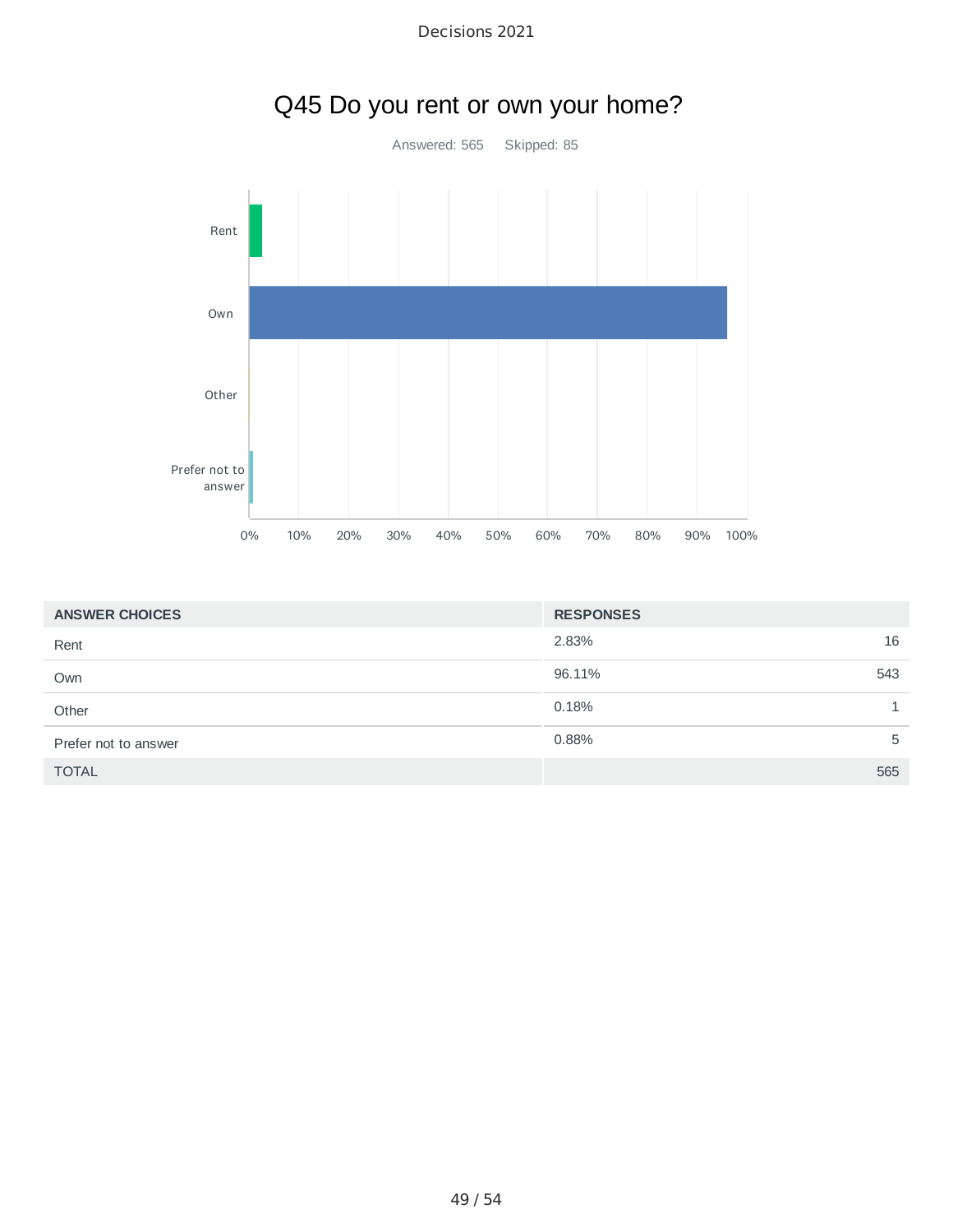# Q45 Do you rent or own your home?

Answered: 565 Skipped: 85

| ANSWER CHOICES | RESPONSES | |
|---|---|---|
| Rent | 2.83% | 16 |
| Own | 96.11% | 543 |
| Other | 0.18% | 1 |
| Prefer not to answer | 0.88% | 5 |
| TOTAL | | 565 |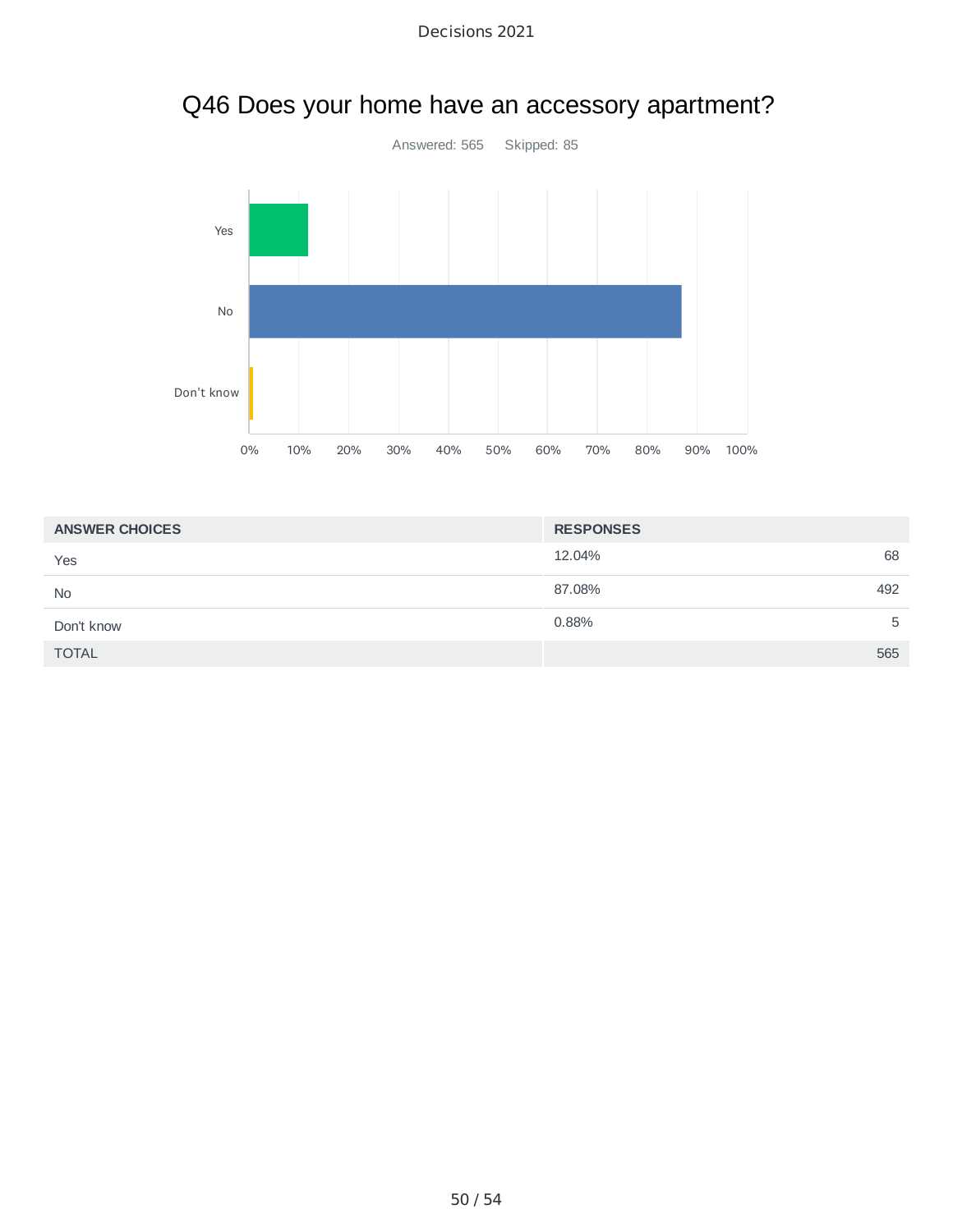# Q46 Does your home have an accessory apartment?

Answered: 565 Skipped: 85

| ANSWER CHOICES | RESPONSES | |
|---|---|---|
| Yes | 12.04% | 68 |
| No | 87.08% | 492 |
| Don't know | 0.88% | 5 |
| TOTAL | | 565 |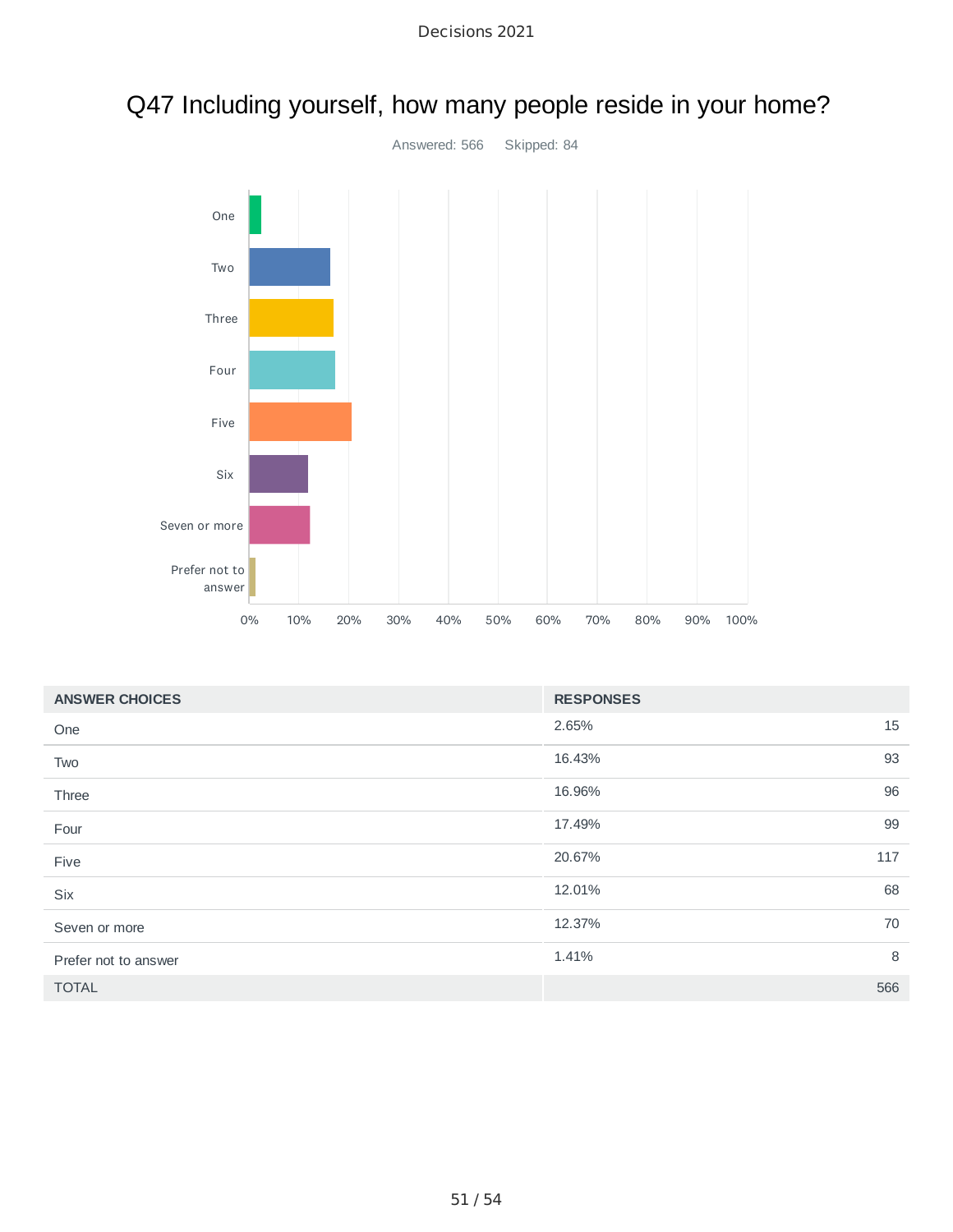# Q47 Including yourself, how many people reside in your home?

Answered: 566 Skipped: 84

| ANSWER CHOICES | RESPONSES | |
|---|---|---|
| One | 2.65% | 15 |
| Two | 16.43% | 93 |
| Three | 16.96% | 96 |
| Four | 17.49% | 99 |
| Five | 20.67% | 117 |
| Six | 12.01% | 68 |
| Seven or more | 12.37% | 70 |
| Prefer not to answer | 1.41% | 8 |
| TOTAL | | 566 |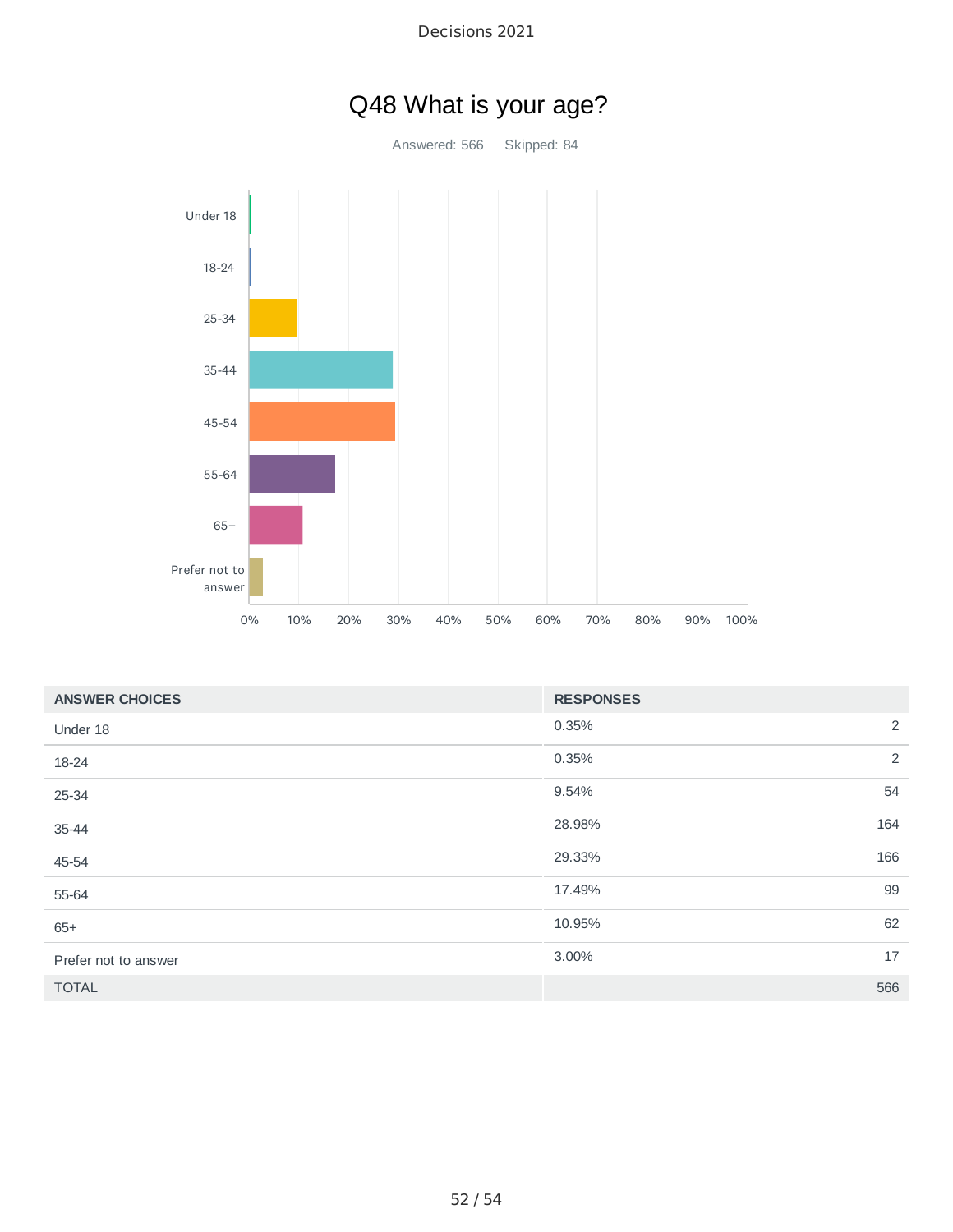# Q48 What is your age?

Answered: 566 Skipped: 84

| ANSWER CHOICES | RESPONSES | |
|---|---|---|
| Under 18 | 0.35% | 2 |
| 18-24 | 0.35% | 2 |
| 25-34 | 9.54% | 54 |
| 35-44 | 28.98% | 164 |
| 45-54 | 29.33% | 166 |
| 55-64 | 17.49% | 99 |
| 65+ | 10.95% | 62 |
| Prefer not to answer | 3.00% | 17 |
| TOTAL | | 566 |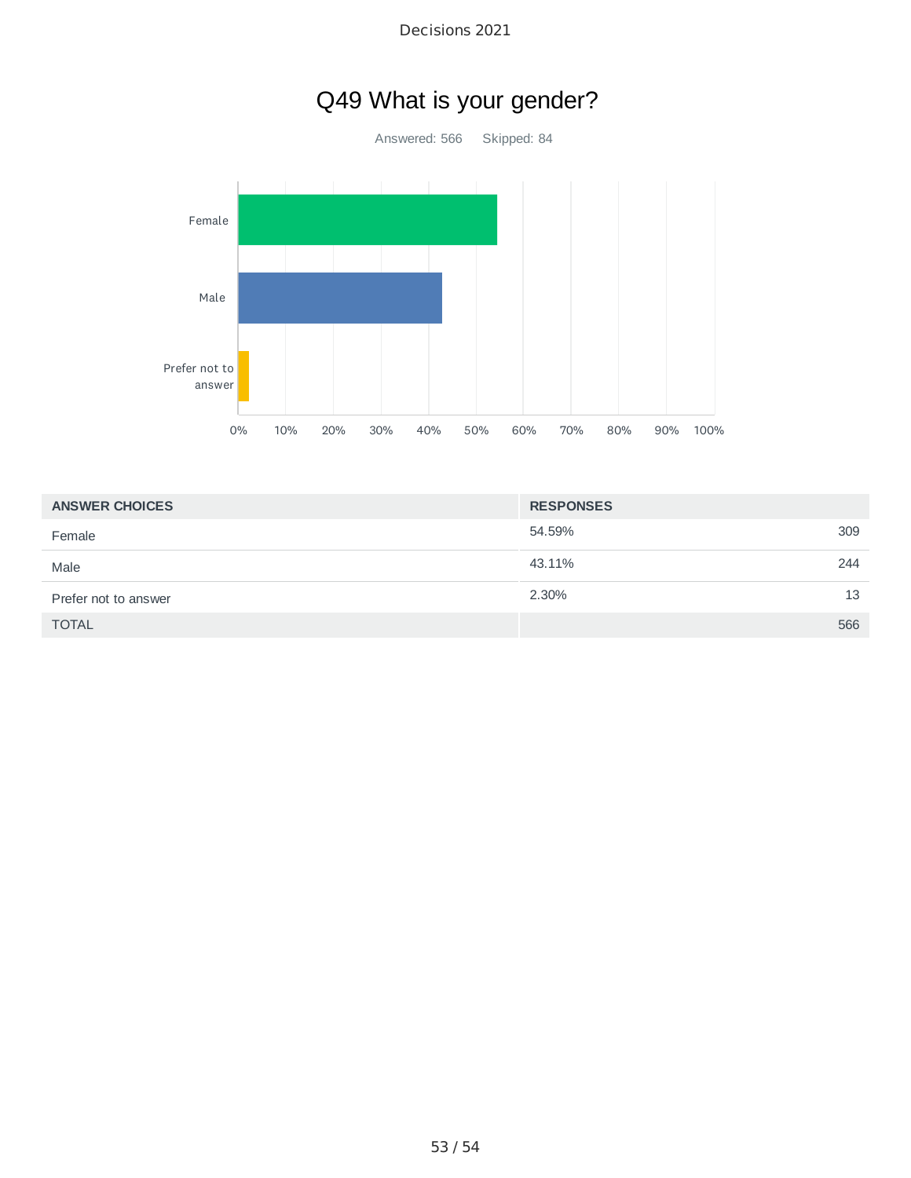# Q49 What is your gender?

Answered: 566 Skipped: 84

| ANSWER CHOICES | RESPONSES | |
|---|---|---|
| Female | 54.59% | 309 |
| Male | 43.11% | 244 |
| Prefer not to answer | 2.30% | 13 |
| TOTAL | | 566 |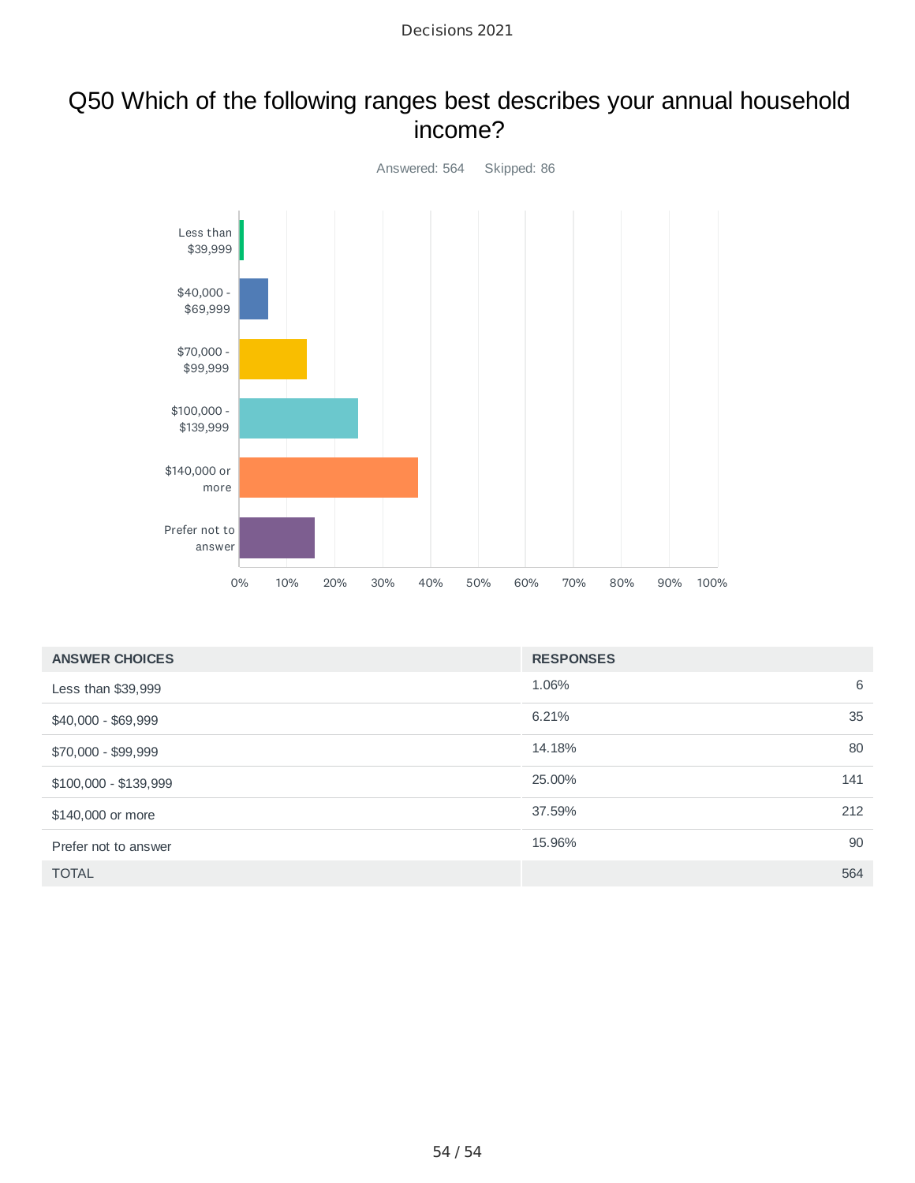# Q50 Which of the following ranges best describes your annual household income?

Answered: 564 Skipped: 86

Less than $39,999

$40,000 - $69,999

$70,000 - $99,999

$100,000 - $139,999

$140,000 or more

Prefer not to answer

0% 10% 20% 30% 40% 50% 60% 70% 80% 90% 100%

| ANSWER CHOICES | RESPONSES | |
|---|---|---|
| Less than $39,999 | 1.06% | 6 |
| $40,000 - $69,999 | 6.21% | 35 |
| $70,000 - $99,999 | 14.18% | 80 |
| $100,000 - $139,999 | 25.00% | 141 |
| $140,000 or more | 37.59% | 212 |
| Prefer not to answer | 15.96% | 90 |
| TOTAL | | 564 |